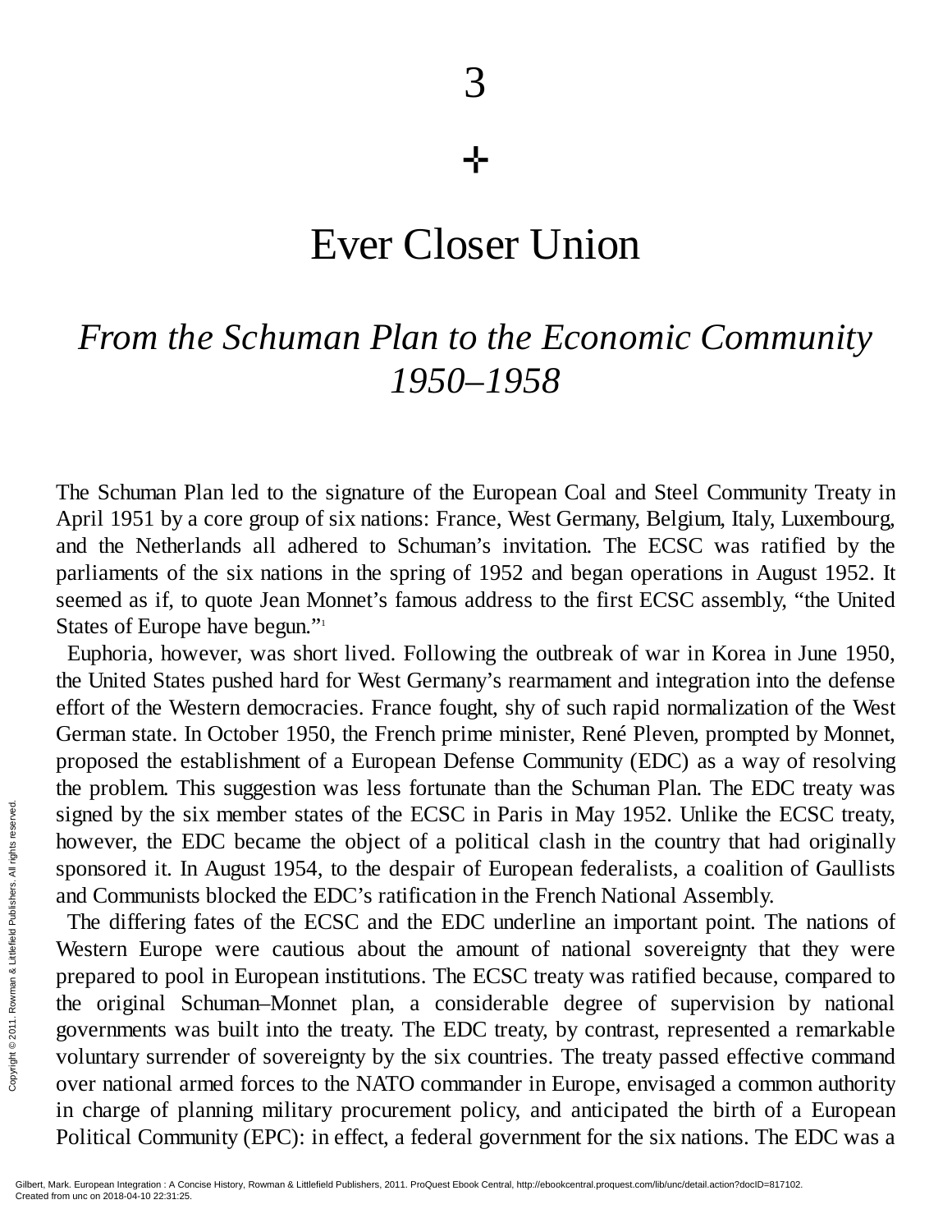# 3

# Ever Closer Union

## *From the Schuman Plan to the Economic Community 1950–1958*

The Schuman Plan led to the signature of the European Coal and Steel Community Treaty in April 1951 by a core group of six nations: France, West Germany, Belgium, Italy, Luxembourg, and the Netherlands all adhered to Schuman's invitation. The ECSC was ratified by the parliaments of the six nations in the spring of 1952 and began operations in August 1952. It seemed as if, to quote Jean Monnet's famous address to the first ECSC assembly, "the United States of Europe have begun."[1]

Euphoria, however, was short lived. Following the outbreak of war in Korea in June 1950, the United States pushed hard for West Germany's rearmament and integration into the defense effort of the Western democracies. France fought, shy of such rapid normalization of the West German state. In October 1950, the French prime minister, René Pleven, prompted by Monnet, proposed the establishment of a European Defense Community (EDC) as a way of resolving the problem. This suggestion was less fortunate than the Schuman Plan. The EDC treaty was signed by the six member states of the ECSC in Paris in May 1952. Unlike the ECSC treaty, however, the EDC became the object of a political clash in the country that had originally sponsored it. In August 1954, to the despair of European federalists, a coalition of Gaullists and Communists blocked the EDC's ratification in the French National Assembly.

The differing fates of the ECSC and the EDC underline an important point. The nations of Western Europe were cautious about the amount of national sovereignty that they were prepared to pool in European institutions. The ECSC treaty was ratified because, compared to the original Schuman–Monnet plan, a considerable degree of supervision by national governments was built into the treaty. The EDC treaty, by contrast, represented a remarkable voluntary surrender of sovereignty by the six countries. The treaty passed effective command over national armed forces to the NATO commander in Europe, envisaged a common authority in charge of planning military procurement policy, and anticipated the birth of a European Political Community (EPC): in effect, a federal government for the six nations. The EDC was a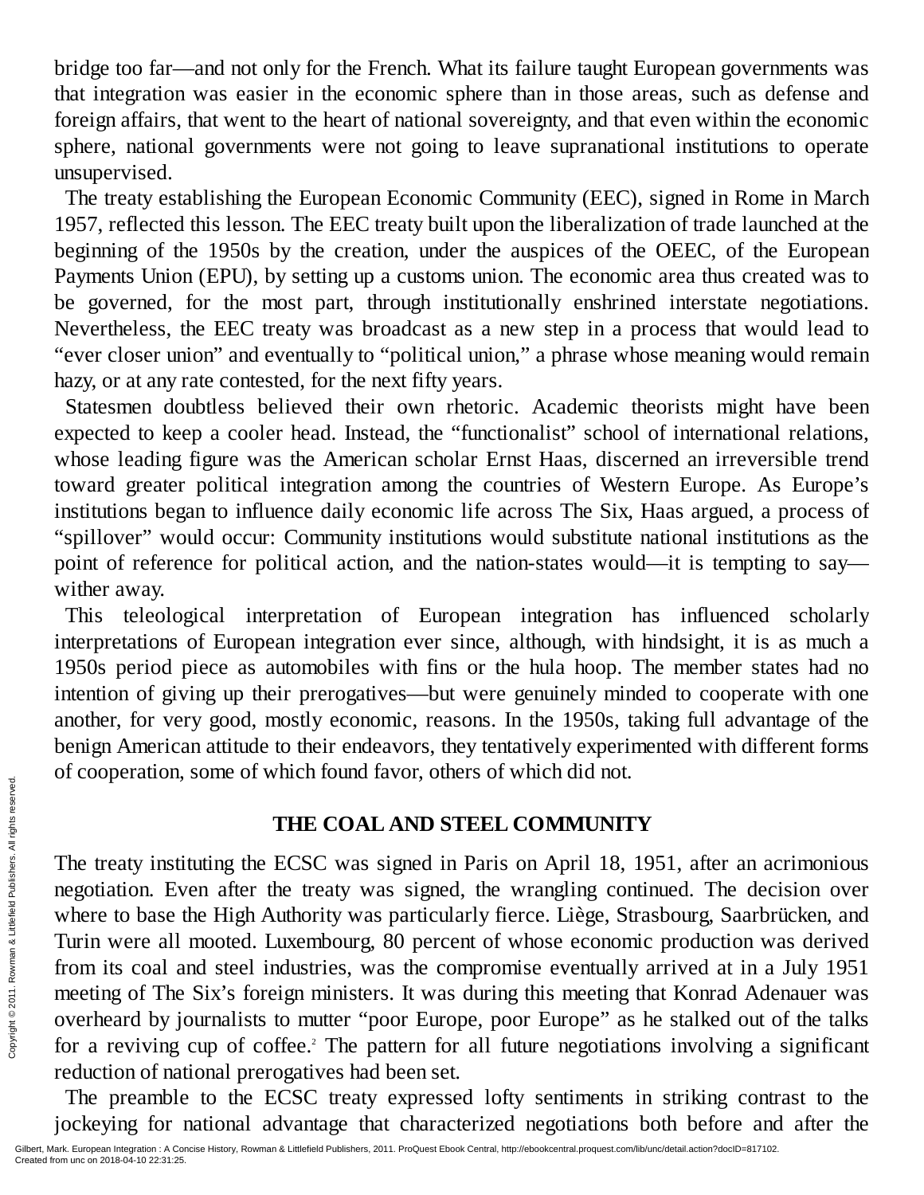bridge too far—and not only for the French. What its failure taught European governments was that integration was easier in the economic sphere than in those areas, such as defense and foreign affairs, that went to the heart of national sovereignty, and that even within the economic sphere, national governments were not going to leave supranational institutions to operate unsupervised.

The treaty establishing the European Economic Community (EEC), signed in Rome in March 1957, reflected this lesson. The EEC treaty built upon the liberalization of trade launched at the beginning of the 1950s by the creation, under the auspices of the OEEC, of the European Payments Union (EPU), by setting up a customs union. The economic area thus created was to be governed, for the most part, through institutionally enshrined interstate negotiations. Nevertheless, the EEC treaty was broadcast as a new step in a process that would lead to "ever closer union" and eventually to "political union," a phrase whose meaning would remain hazy, or at any rate contested, for the next fifty years.

Statesmen doubtless believed their own rhetoric. Academic theorists might have been expected to keep a cooler head. Instead, the "functionalist" school of international relations, whose leading figure was the American scholar Ernst Haas, discerned an irreversible trend toward greater political integration among the countries of Western Europe. As Europe's institutions began to influence daily economic life across The Six, Haas argued, a process of "spillover" would occur: Community institutions would substitute national institutions as the point of reference for political action, and the nation-states would—it is tempting to say—wither away.

This teleological interpretation of European integration has influenced scholarly interpretations of European integration ever since, although, with hindsight, it is as much a 1950s period piece as automobiles with fins or the hula hoop. The member states had no intention of giving up their prerogatives—but were genuinely minded to cooperate with one another, for very good, mostly economic, reasons. In the 1950s, taking full advantage of the benign American attitude to their endeavors, they tentatively experimented with different forms of cooperation, some of which found favor, others of which did not.

## THE COAL AND STEEL COMMUNITY

The treaty instituting the ECSC was signed in Paris on April 18, 1951, after an acrimonious negotiation. Even after the treaty was signed, the wrangling continued. The decision over where to base the High Authority was particularly fierce. Liège, Strasbourg, Saarbrücken, and Turin were all mooted. Luxembourg, 80 percent of whose economic production was derived from its coal and steel industries, was the compromise eventually arrived at in a July 1951 meeting of The Six's foreign ministers. It was during this meeting that Konrad Adenauer was overheard by journalists to mutter "poor Europe, poor Europe" as he stalked out of the talks for a reviving cup of coffee.[2] The pattern for all future negotiations involving a significant reduction of national prerogatives had been set.

The preamble to the ECSC treaty expressed lofty sentiments in striking contrast to the jockeying for national advantage that characterized negotiations both before and after the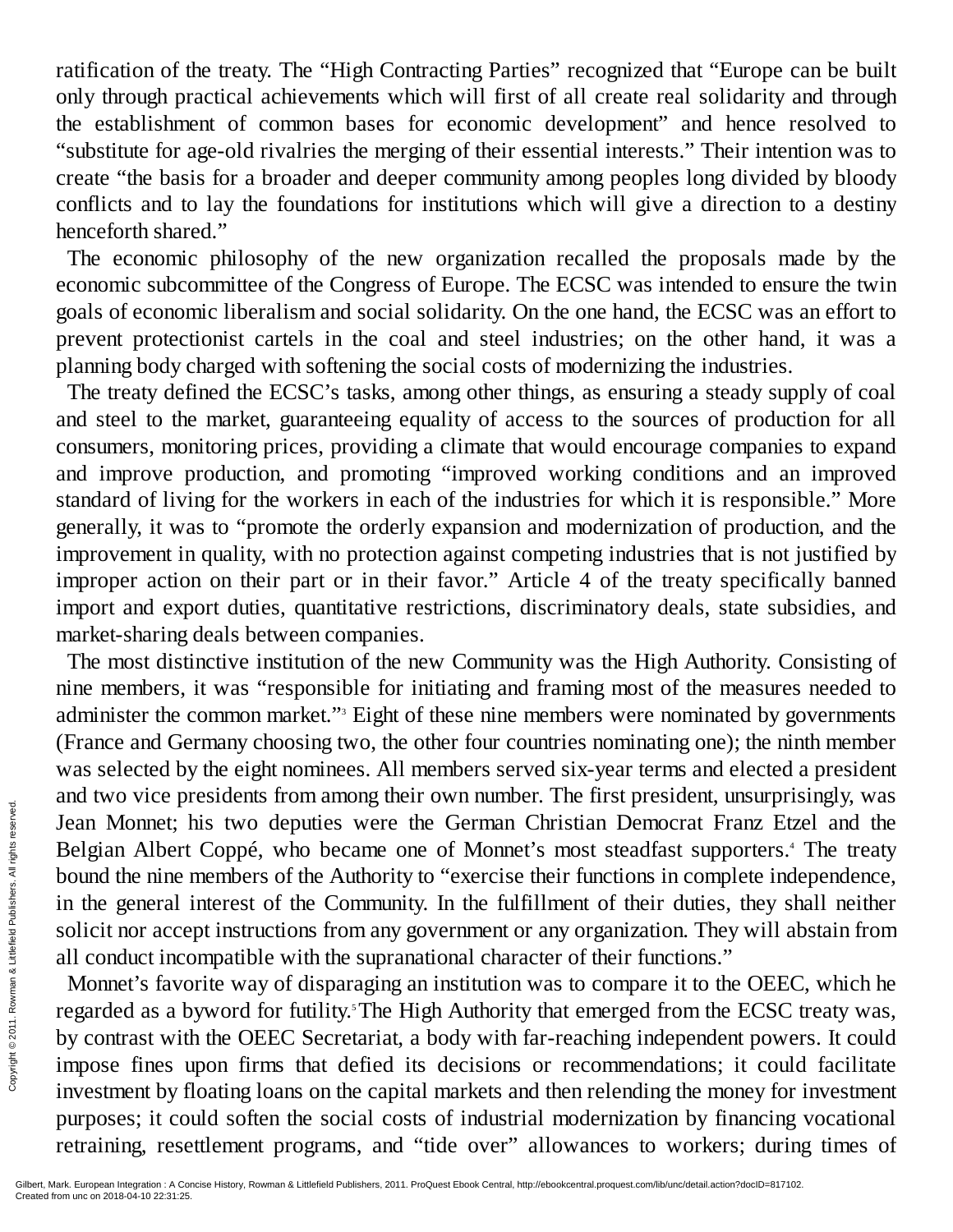ratification of the treaty. The "High Contracting Parties" recognized that "Europe can be built only through practical achievements which will first of all create real solidarity and through the establishment of common bases for economic development" and hence resolved to "substitute for age-old rivalries the merging of their essential interests." Their intention was to create "the basis for a broader and deeper community among peoples long divided by bloody conflicts and to lay the foundations for institutions which will give a direction to a destiny henceforth shared."

The economic philosophy of the new organization recalled the proposals made by the economic subcommittee of the Congress of Europe. The ECSC was intended to ensure the twin goals of economic liberalism and social solidarity. On the one hand, the ECSC was an effort to prevent protectionist cartels in the coal and steel industries; on the other hand, it was a planning body charged with softening the social costs of modernizing the industries.

The treaty defined the ECSC's tasks, among other things, as ensuring a steady supply of coal and steel to the market, guaranteeing equality of access to the sources of production for all consumers, monitoring prices, providing a climate that would encourage companies to expand and improve production, and promoting "improved working conditions and an improved standard of living for the workers in each of the industries for which it is responsible." More generally, it was to "promote the orderly expansion and modernization of production, and the improvement in quality, with no protection against competing industries that is not justified by improper action on their part or in their favor." Article 4 of the treaty specifically banned import and export duties, quantitative restrictions, discriminatory deals, state subsidies, and market-sharing deals between companies.

The most distinctive institution of the new Community was the High Authority. Consisting of nine members, it was "responsible for initiating and framing most of the measures needed to administer the common market."[3] Eight of these nine members were nominated by governments (France and Germany choosing two, the other four countries nominating one); the ninth member was selected by the eight nominees. All members served six-year terms and elected a president and two vice presidents from among their own number. The first president, unsurprisingly, was Jean Monnet; his two deputies were the German Christian Democrat Franz Etzel and the Belgian Albert Coppé, who became one of Monnet's most steadfast supporters.[4] The treaty bound the nine members of the Authority to "exercise their functions in complete independence, in the general interest of the Community. In the fulfillment of their duties, they shall neither solicit nor accept instructions from any government or any organization. They will abstain from all conduct incompatible with the supranational character of their functions."

Monnet's favorite way of disparaging an institution was to compare it to the OEEC, which he regarded as a byword for futility.[5] The High Authority that emerged from the ECSC treaty was, by contrast with the OEEC Secretariat, a body with far-reaching independent powers. It could impose fines upon firms that defied its decisions or recommendations; it could facilitate investment by floating loans on the capital markets and then relending the money for investment purposes; it could soften the social costs of industrial modernization by financing vocational retraining, resettlement programs, and "tide over" allowances to workers; during times of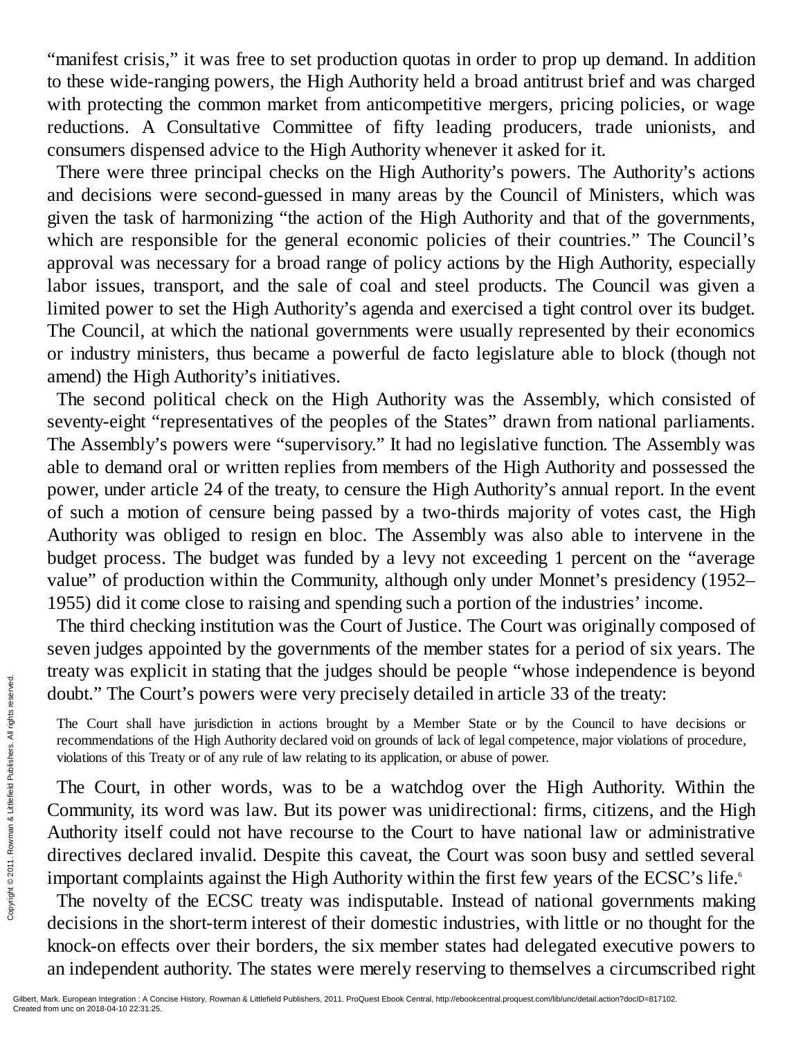"manifest crisis," it was free to set production quotas in order to prop up demand. In addition to these wide-ranging powers, the High Authority held a broad antitrust brief and was charged with protecting the common market from anticompetitive mergers, pricing policies, or wage reductions. A Consultative Committee of fifty leading producers, trade unionists, and consumers dispensed advice to the High Authority whenever it asked for it.

There were three principal checks on the High Authority's powers. The Authority's actions and decisions were second-guessed in many areas by the Council of Ministers, which was given the task of harmonizing "the action of the High Authority and that of the governments, which are responsible for the general economic policies of their countries." The Council's approval was necessary for a broad range of policy actions by the High Authority, especially labor issues, transport, and the sale of coal and steel products. The Council was given a limited power to set the High Authority's agenda and exercised a tight control over its budget. The Council, at which the national governments were usually represented by their economics or industry ministers, thus became a powerful de facto legislature able to block (though not amend) the High Authority's initiatives.

The second political check on the High Authority was the Assembly, which consisted of seventy-eight "representatives of the peoples of the States" drawn from national parliaments. The Assembly's powers were "supervisory." It had no legislative function. The Assembly was able to demand oral or written replies from members of the High Authority and possessed the power, under article 24 of the treaty, to censure the High Authority's annual report. In the event of such a motion of censure being passed by a two-thirds majority of votes cast, the High Authority was obliged to resign en bloc. The Assembly was also able to intervene in the budget process. The budget was funded by a levy not exceeding 1 percent on the "average value" of production within the Community, although only under Monnet's presidency (1952–1955) did it come close to raising and spending such a portion of the industries' income.

The third checking institution was the Court of Justice. The Court was originally composed of seven judges appointed by the governments of the member states for a period of six years. The treaty was explicit in stating that the judges should be people "whose independence is beyond doubt." The Court's powers were very precisely detailed in article 33 of the treaty:

> The Court shall have jurisdiction in actions brought by a Member State or by the Council to have decisions or recommendations of the High Authority declared void on grounds of lack of legal competence, major violations of procedure, violations of this Treaty or of any rule of law relating to its application, or abuse of power.

The Court, in other words, was to be a watchdog over the High Authority. Within the Community, its word was law. But its power was unidirectional: firms, citizens, and the High Authority itself could not have recourse to the Court to have national law or administrative directives declared invalid. Despite this caveat, the Court was soon busy and settled several important complaints against the High Authority within the first few years of the ECSC's life.[6]

The novelty of the ECSC treaty was indisputable. Instead of national governments making decisions in the short-term interest of their domestic industries, with little or no thought for the knock-on effects over their borders, the six member states had delegated executive powers to an independent authority. The states were merely reserving to themselves a circumscribed right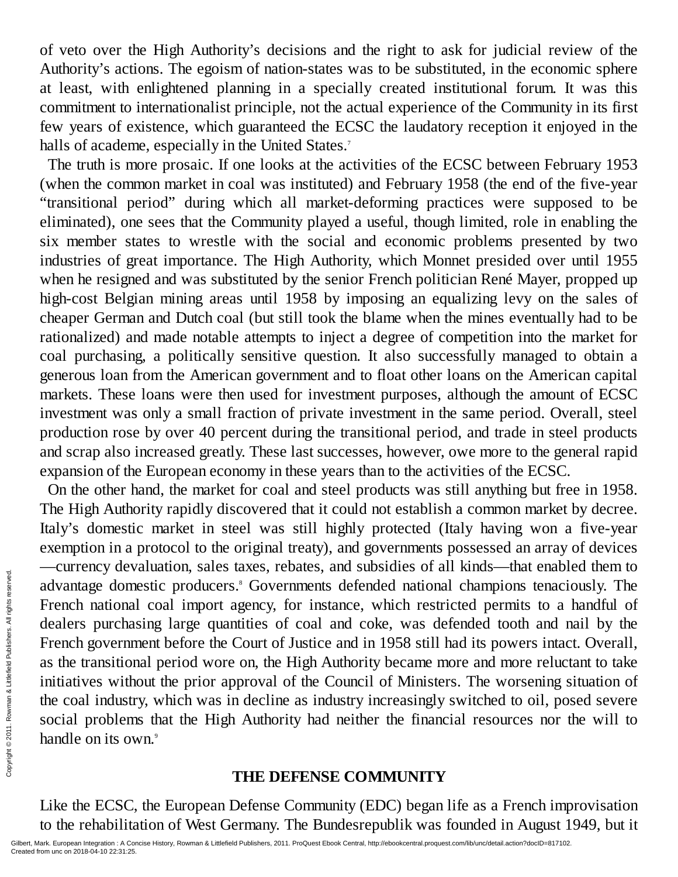of veto over the High Authority's decisions and the right to ask for judicial review of the Authority's actions. The egoism of nation-states was to be substituted, in the economic sphere at least, with enlightened planning in a specially created institutional forum. It was this commitment to internationalist principle, not the actual experience of the Community in its first few years of existence, which guaranteed the ECSC the laudatory reception it enjoyed in the halls of academe, especially in the United States.[7]

The truth is more prosaic. If one looks at the activities of the ECSC between February 1953 (when the common market in coal was instituted) and February 1958 (the end of the five-year "transitional period" during which all market-deforming practices were supposed to be eliminated), one sees that the Community played a useful, though limited, role in enabling the six member states to wrestle with the social and economic problems presented by two industries of great importance. The High Authority, which Monnet presided over until 1955 when he resigned and was substituted by the senior French politician René Mayer, propped up high-cost Belgian mining areas until 1958 by imposing an equalizing levy on the sales of cheaper German and Dutch coal (but still took the blame when the mines eventually had to be rationalized) and made notable attempts to inject a degree of competition into the market for coal purchasing, a politically sensitive question. It also successfully managed to obtain a generous loan from the American government and to float other loans on the American capital markets. These loans were then used for investment purposes, although the amount of ECSC investment was only a small fraction of private investment in the same period. Overall, steel production rose by over 40 percent during the transitional period, and trade in steel products and scrap also increased greatly. These last successes, however, owe more to the general rapid expansion of the European economy in these years than to the activities of the ECSC.

On the other hand, the market for coal and steel products was still anything but free in 1958. The High Authority rapidly discovered that it could not establish a common market by decree. Italy's domestic market in steel was still highly protected (Italy having won a five-year exemption in a protocol to the original treaty), and governments possessed an array of devices—currency devaluation, sales taxes, rebates, and subsidies of all kinds—that enabled them to advantage domestic producers.[8] Governments defended national champions tenaciously. The French national coal import agency, for instance, which restricted permits to a handful of dealers purchasing large quantities of coal and coke, was defended tooth and nail by the French government before the Court of Justice and in 1958 still had its powers intact. Overall, as the transitional period wore on, the High Authority became more and more reluctant to take initiatives without the prior approval of the Council of Ministers. The worsening situation of the coal industry, which was in decline as industry increasingly switched to oil, posed severe social problems that the High Authority had neither the financial resources nor the will to handle on its own.[9]

## THE DEFENSE COMMUNITY

Like the ECSC, the European Defense Community (EDC) began life as a French improvisation to the rehabilitation of West Germany. The Bundesrepublik was founded in August 1949, but it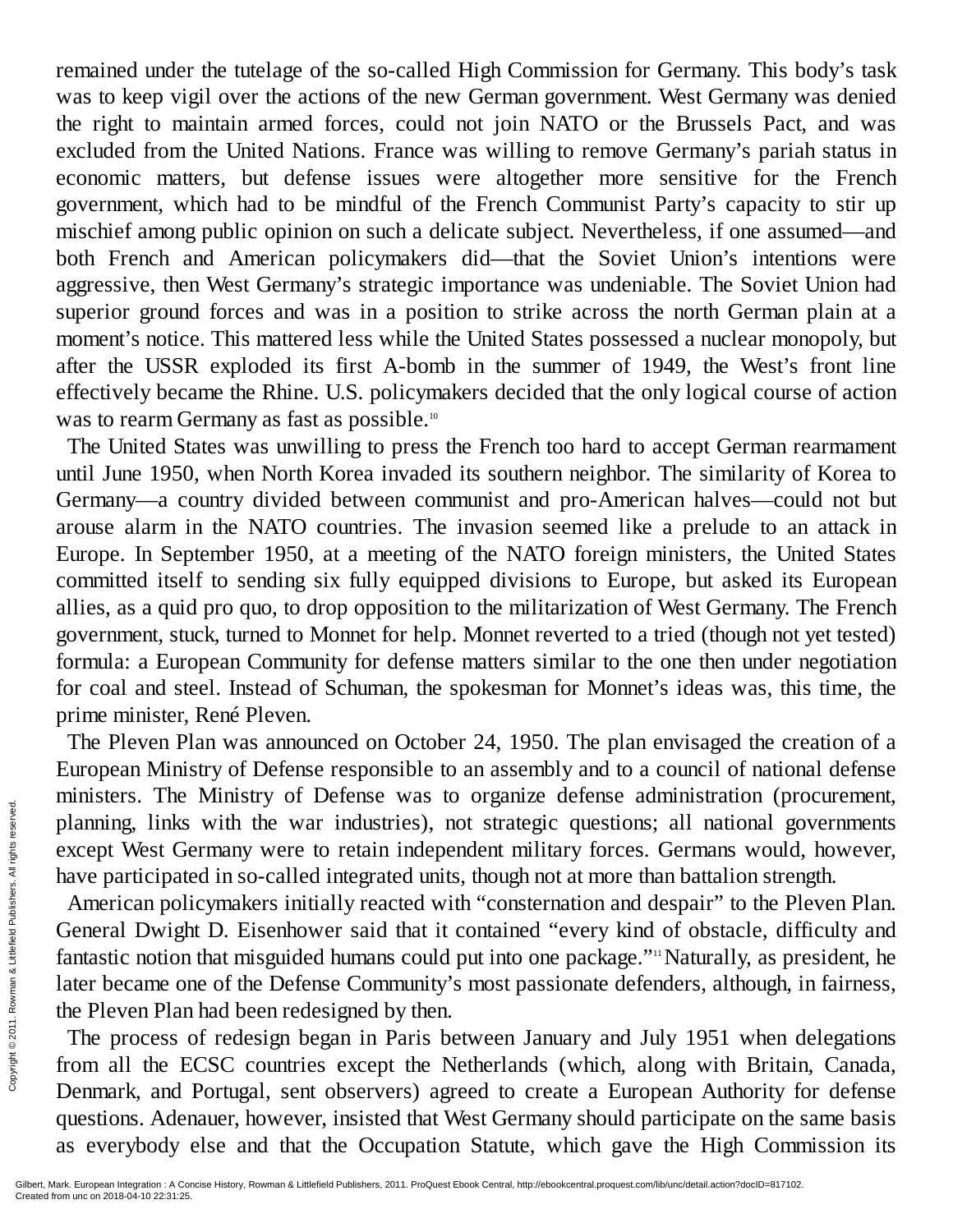remained under the tutelage of the so-called High Commission for Germany. This body's task was to keep vigil over the actions of the new German government. West Germany was denied the right to maintain armed forces, could not join NATO or the Brussels Pact, and was excluded from the United Nations. France was willing to remove Germany's pariah status in economic matters, but defense issues were altogether more sensitive for the French government, which had to be mindful of the French Communist Party's capacity to stir up mischief among public opinion on such a delicate subject. Nevertheless, if one assumed—and both French and American policymakers did—that the Soviet Union's intentions were aggressive, then West Germany's strategic importance was undeniable. The Soviet Union had superior ground forces and was in a position to strike across the north German plain at a moment's notice. This mattered less while the United States possessed a nuclear monopoly, but after the USSR exploded its first A-bomb in the summer of 1949, the West's front line effectively became the Rhine. U.S. policymakers decided that the only logical course of action was to rearm Germany as fast as possible.[10]

The United States was unwilling to press the French too hard to accept German rearmament until June 1950, when North Korea invaded its southern neighbor. The similarity of Korea to Germany—a country divided between communist and pro-American halves—could not but arouse alarm in the NATO countries. The invasion seemed like a prelude to an attack in Europe. In September 1950, at a meeting of the NATO foreign ministers, the United States committed itself to sending six fully equipped divisions to Europe, but asked its European allies, as a quid pro quo, to drop opposition to the militarization of West Germany. The French government, stuck, turned to Monnet for help. Monnet reverted to a tried (though not yet tested) formula: a European Community for defense matters similar to the one then under negotiation for coal and steel. Instead of Schuman, the spokesman for Monnet's ideas was, this time, the prime minister, René Pleven.

The Pleven Plan was announced on October 24, 1950. The plan envisaged the creation of a European Ministry of Defense responsible to an assembly and to a council of national defense ministers. The Ministry of Defense was to organize defense administration (procurement, planning, links with the war industries), not strategic questions; all national governments except West Germany were to retain independent military forces. Germans would, however, have participated in so-called integrated units, though not at more than battalion strength.

American policymakers initially reacted with "consternation and despair" to the Pleven Plan. General Dwight D. Eisenhower said that it contained "every kind of obstacle, difficulty and fantastic notion that misguided humans could put into one package."[11] Naturally, as president, he later became one of the Defense Community's most passionate defenders, although, in fairness, the Pleven Plan had been redesigned by then.

The process of redesign began in Paris between January and July 1951 when delegations from all the ECSC countries except the Netherlands (which, along with Britain, Canada, Denmark, and Portugal, sent observers) agreed to create a European Authority for defense questions. Adenauer, however, insisted that West Germany should participate on the same basis as everybody else and that the Occupation Statute, which gave the High Commission its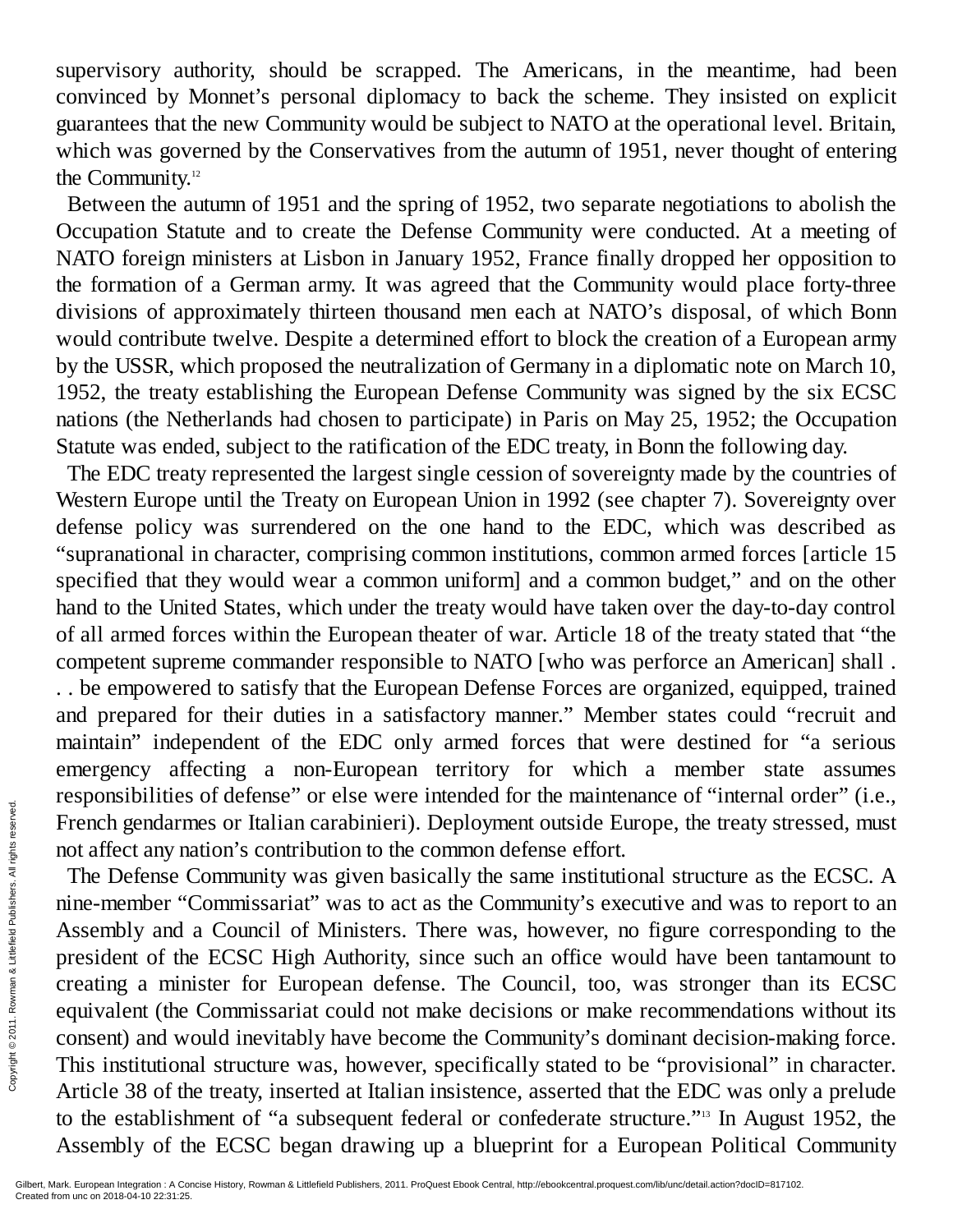supervisory authority, should be scrapped. The Americans, in the meantime, had been convinced by Monnet's personal diplomacy to back the scheme. They insisted on explicit guarantees that the new Community would be subject to NATO at the operational level. Britain, which was governed by the Conservatives from the autumn of 1951, never thought of entering the Community.[12]

Between the autumn of 1951 and the spring of 1952, two separate negotiations to abolish the Occupation Statute and to create the Defense Community were conducted. At a meeting of NATO foreign ministers at Lisbon in January 1952, France finally dropped her opposition to the formation of a German army. It was agreed that the Community would place forty-three divisions of approximately thirteen thousand men each at NATO's disposal, of which Bonn would contribute twelve. Despite a determined effort to block the creation of a European army by the USSR, which proposed the neutralization of Germany in a diplomatic note on March 10, 1952, the treaty establishing the European Defense Community was signed by the six ECSC nations (the Netherlands had chosen to participate) in Paris on May 25, 1952; the Occupation Statute was ended, subject to the ratification of the EDC treaty, in Bonn the following day.

The EDC treaty represented the largest single cession of sovereignty made by the countries of Western Europe until the Treaty on European Union in 1992 (see chapter 7). Sovereignty over defense policy was surrendered on the one hand to the EDC, which was described as "supranational in character, comprising common institutions, common armed forces [article 15 specified that they would wear a common uniform] and a common budget," and on the other hand to the United States, which under the treaty would have taken over the day-to-day control of all armed forces within the European theater of war. Article 18 of the treaty stated that "the competent supreme commander responsible to NATO [who was perforce an American] shall . . . be empowered to satisfy that the European Defense Forces are organized, equipped, trained and prepared for their duties in a satisfactory manner." Member states could "recruit and maintain" independent of the EDC only armed forces that were destined for "a serious emergency affecting a non-European territory for which a member state assumes responsibilities of defense" or else were intended for the maintenance of "internal order" (i.e., French gendarmes or Italian carabinieri). Deployment outside Europe, the treaty stressed, must not affect any nation's contribution to the common defense effort.

The Defense Community was given basically the same institutional structure as the ECSC. A nine-member "Commissariat" was to act as the Community's executive and was to report to an Assembly and a Council of Ministers. There was, however, no figure corresponding to the president of the ECSC High Authority, since such an office would have been tantamount to creating a minister for European defense. The Council, too, was stronger than its ECSC equivalent (the Commissariat could not make decisions or make recommendations without its consent) and would inevitably have become the Community's dominant decision-making force. This institutional structure was, however, specifically stated to be "provisional" in character. Article 38 of the treaty, inserted at Italian insistence, asserted that the EDC was only a prelude to the establishment of "a subsequent federal or confederate structure."[13] In August 1952, the Assembly of the ECSC began drawing up a blueprint for a European Political Community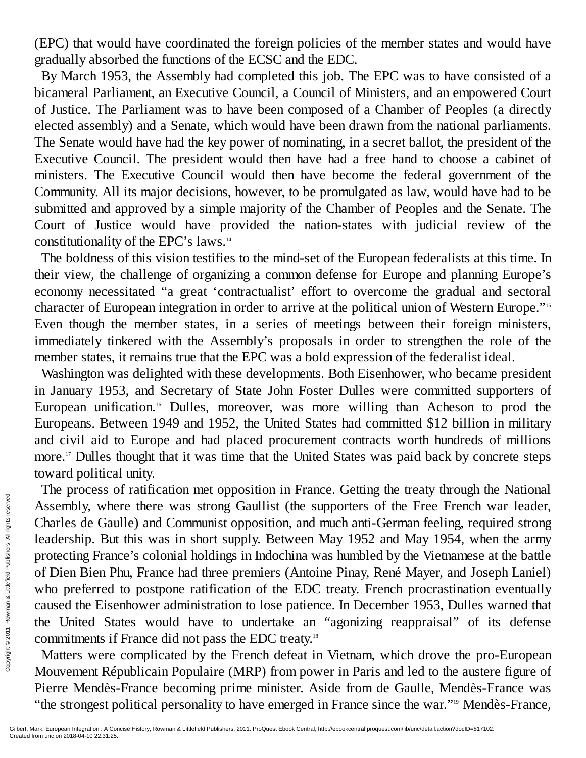(EPC) that would have coordinated the foreign policies of the member states and would have gradually absorbed the functions of the ECSC and the EDC.

By March 1953, the Assembly had completed this job. The EPC was to have consisted of a bicameral Parliament, an Executive Council, a Council of Ministers, and an empowered Court of Justice. The Parliament was to have been composed of a Chamber of Peoples (a directly elected assembly) and a Senate, which would have been drawn from the national parliaments. The Senate would have had the key power of nominating, in a secret ballot, the president of the Executive Council. The president would then have had a free hand to choose a cabinet of ministers. The Executive Council would then have become the federal government of the Community. All its major decisions, however, to be promulgated as law, would have had to be submitted and approved by a simple majority of the Chamber of Peoples and the Senate. The Court of Justice would have provided the nation-states with judicial review of the constitutionality of the EPC's laws.[14]

The boldness of this vision testifies to the mind-set of the European federalists at this time. In their view, the challenge of organizing a common defense for Europe and planning Europe's economy necessitated "a great 'contractualist' effort to overcome the gradual and sectoral character of European integration in order to arrive at the political union of Western Europe."[15] Even though the member states, in a series of meetings between their foreign ministers, immediately tinkered with the Assembly's proposals in order to strengthen the role of the member states, it remains true that the EPC was a bold expression of the federalist ideal.

Washington was delighted with these developments. Both Eisenhower, who became president in January 1953, and Secretary of State John Foster Dulles were committed supporters of European unification.[16] Dulles, moreover, was more willing than Acheson to prod the Europeans. Between 1949 and 1952, the United States had committed $12 billion in military and civil aid to Europe and had placed procurement contracts worth hundreds of millions more.[17] Dulles thought that it was time that the United States was paid back by concrete steps toward political unity.

The process of ratification met opposition in France. Getting the treaty through the National Assembly, where there was strong Gaullist (the supporters of the Free French war leader, Charles de Gaulle) and Communist opposition, and much anti-German feeling, required strong leadership. But this was in short supply. Between May 1952 and May 1954, when the army protecting France's colonial holdings in Indochina was humbled by the Vietnamese at the battle of Dien Bien Phu, France had three premiers (Antoine Pinay, René Mayer, and Joseph Laniel) who preferred to postpone ratification of the EDC treaty. French procrastination eventually caused the Eisenhower administration to lose patience. In December 1953, Dulles warned that the United States would have to undertake an "agonizing reappraisal" of its defense commitments if France did not pass the EDC treaty.[18]

Matters were complicated by the French defeat in Vietnam, which drove the pro-European Mouvement Républicain Populaire (MRP) from power in Paris and led to the austere figure of Pierre Mendès-France becoming prime minister. Aside from de Gaulle, Mendès-France was "the strongest political personality to have emerged in France since the war."[19] Mendès-France,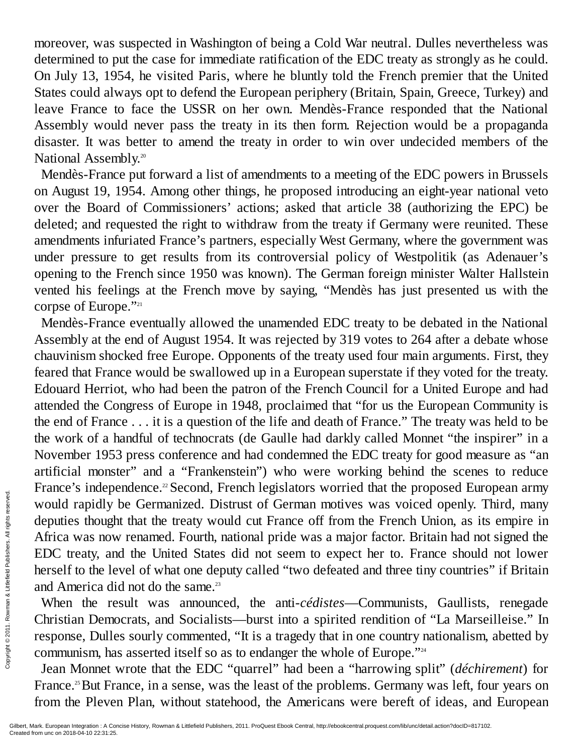moreover, was suspected in Washington of being a Cold War neutral. Dulles nevertheless was determined to put the case for immediate ratification of the EDC treaty as strongly as he could. On July 13, 1954, he visited Paris, where he bluntly told the French premier that the United States could always opt to defend the European periphery (Britain, Spain, Greece, Turkey) and leave France to face the USSR on her own. Mendès-France responded that the National Assembly would never pass the treaty in its then form. Rejection would be a propaganda disaster. It was better to amend the treaty in order to win over undecided members of the National Assembly.[20]

Mendès-France put forward a list of amendments to a meeting of the EDC powers in Brussels on August 19, 1954. Among other things, he proposed introducing an eight-year national veto over the Board of Commissioners' actions; asked that article 38 (authorizing the EPC) be deleted; and requested the right to withdraw from the treaty if Germany were reunited. These amendments infuriated France's partners, especially West Germany, where the government was under pressure to get results from its controversial policy of Westpolitik (as Adenauer's opening to the French since 1950 was known). The German foreign minister Walter Hallstein vented his feelings at the French move by saying, "Mendès has just presented us with the corpse of Europe."[21]

Mendès-France eventually allowed the unamended EDC treaty to be debated in the National Assembly at the end of August 1954. It was rejected by 319 votes to 264 after a debate whose chauvinism shocked free Europe. Opponents of the treaty used four main arguments. First, they feared that France would be swallowed up in a European superstate if they voted for the treaty. Edouard Herriot, who had been the patron of the French Council for a United Europe and had attended the Congress of Europe in 1948, proclaimed that "for us the European Community is the end of France . . . it is a question of the life and death of France." The treaty was held to be the work of a handful of technocrats (de Gaulle had darkly called Monnet "the inspirer" in a November 1953 press conference and had condemned the EDC treaty for good measure as "an artificial monster" and a "Frankenstein") who were working behind the scenes to reduce France's independence.[22] Second, French legislators worried that the proposed European army would rapidly be Germanized. Distrust of German motives was voiced openly. Third, many deputies thought that the treaty would cut France off from the French Union, as its empire in Africa was now renamed. Fourth, national pride was a major factor. Britain had not signed the EDC treaty, and the United States did not seem to expect her to. France should not lower herself to the level of what one deputy called "two defeated and three tiny countries" if Britain and America did not do the same.[23]

When the result was announced, the anti-*cédistes*—Communists, Gaullists, renegade Christian Democrats, and Socialists—burst into a spirited rendition of "La Marseilleise." In response, Dulles sourly commented, "It is a tragedy that in one country nationalism, abetted by communism, has asserted itself so as to endanger the whole of Europe."[24]

Jean Monnet wrote that the EDC "quarrel" had been a "harrowing split" (*déchirement*) for France.[25] But France, in a sense, was the least of the problems. Germany was left, four years on from the Pleven Plan, without statehood, the Americans were bereft of ideas, and European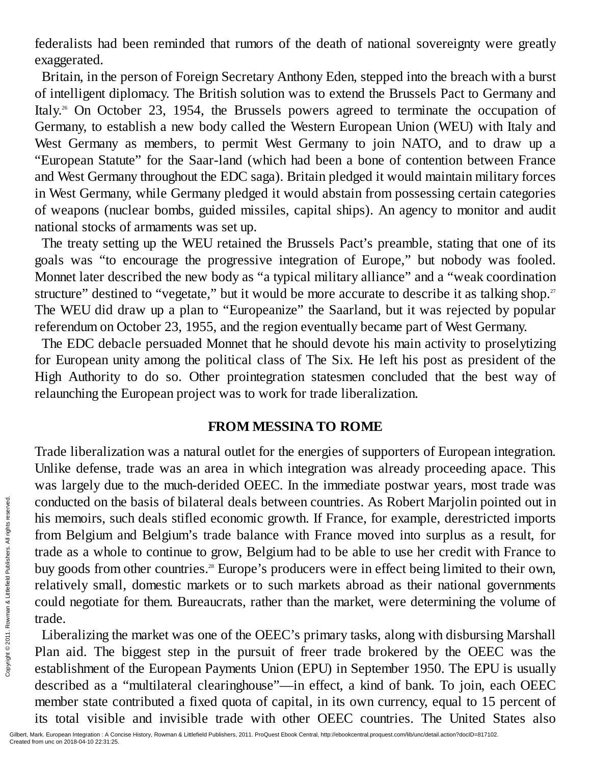federalists had been reminded that rumors of the death of national sovereignty were greatly exaggerated.

Britain, in the person of Foreign Secretary Anthony Eden, stepped into the breach with a burst of intelligent diplomacy. The British solution was to extend the Brussels Pact to Germany and Italy.[26] On October 23, 1954, the Brussels powers agreed to terminate the occupation of Germany, to establish a new body called the Western European Union (WEU) with Italy and West Germany as members, to permit West Germany to join NATO, and to draw up a "European Statute" for the Saar-land (which had been a bone of contention between France and West Germany throughout the EDC saga). Britain pledged it would maintain military forces in West Germany, while Germany pledged it would abstain from possessing certain categories of weapons (nuclear bombs, guided missiles, capital ships). An agency to monitor and audit national stocks of armaments was set up.

The treaty setting up the WEU retained the Brussels Pact's preamble, stating that one of its goals was "to encourage the progressive integration of Europe," but nobody was fooled. Monnet later described the new body as "a typical military alliance" and a "weak coordination structure" destined to "vegetate," but it would be more accurate to describe it as talking shop.[27] The WEU did draw up a plan to "Europeanize" the Saarland, but it was rejected by popular referendum on October 23, 1955, and the region eventually became part of West Germany.

The EDC debacle persuaded Monnet that he should devote his main activity to proselytizing for European unity among the political class of The Six. He left his post as president of the High Authority to do so. Other prointegration statesmen concluded that the best way of relaunching the European project was to work for trade liberalization.

## FROM MESSINA TO ROME

Trade liberalization was a natural outlet for the energies of supporters of European integration. Unlike defense, trade was an area in which integration was already proceeding apace. This was largely due to the much-derided OEEC. In the immediate postwar years, most trade was conducted on the basis of bilateral deals between countries. As Robert Marjolin pointed out in his memoirs, such deals stifled economic growth. If France, for example, derestricted imports from Belgium and Belgium's trade balance with France moved into surplus as a result, for trade as a whole to continue to grow, Belgium had to be able to use her credit with France to buy goods from other countries.[28] Europe's producers were in effect being limited to their own, relatively small, domestic markets or to such markets abroad as their national governments could negotiate for them. Bureaucrats, rather than the market, were determining the volume of trade.

Liberalizing the market was one of the OEEC's primary tasks, along with disbursing Marshall Plan aid. The biggest step in the pursuit of freer trade brokered by the OEEC was the establishment of the European Payments Union (EPU) in September 1950. The EPU is usually described as a "multilateral clearinghouse"—in effect, a kind of bank. To join, each OEEC member state contributed a fixed quota of capital, in its own currency, equal to 15 percent of its total visible and invisible trade with other OEEC countries. The United States also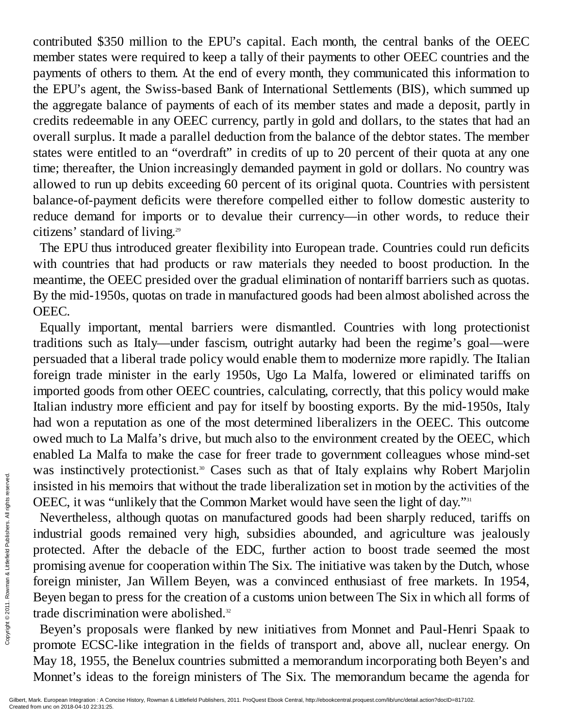contributed $350 million to the EPU's capital. Each month, the central banks of the OEEC member states were required to keep a tally of their payments to other OEEC countries and the payments of others to them. At the end of every month, they communicated this information to the EPU's agent, the Swiss-based Bank of International Settlements (BIS), which summed up the aggregate balance of payments of each of its member states and made a deposit, partly in credits redeemable in any OEEC currency, partly in gold and dollars, to the states that had an overall surplus. It made a parallel deduction from the balance of the debtor states. The member states were entitled to an "overdraft" in credits of up to 20 percent of their quota at any one time; thereafter, the Union increasingly demanded payment in gold or dollars. No country was allowed to run up debits exceeding 60 percent of its original quota. Countries with persistent balance-of-payment deficits were therefore compelled either to follow domestic austerity to reduce demand for imports or to devalue their currency—in other words, to reduce their citizens' standard of living.[29]

The EPU thus introduced greater flexibility into European trade. Countries could run deficits with countries that had products or raw materials they needed to boost production. In the meantime, the OEEC presided over the gradual elimination of nontariff barriers such as quotas. By the mid-1950s, quotas on trade in manufactured goods had been almost abolished across the OEEC.

Equally important, mental barriers were dismantled. Countries with long protectionist traditions such as Italy—under fascism, outright autarky had been the regime's goal—were persuaded that a liberal trade policy would enable them to modernize more rapidly. The Italian foreign trade minister in the early 1950s, Ugo La Malfa, lowered or eliminated tariffs on imported goods from other OEEC countries, calculating, correctly, that this policy would make Italian industry more efficient and pay for itself by boosting exports. By the mid-1950s, Italy had won a reputation as one of the most determined liberalizers in the OEEC. This outcome owed much to La Malfa's drive, but much also to the environment created by the OEEC, which enabled La Malfa to make the case for freer trade to government colleagues whose mind-set was instinctively protectionist.[30] Cases such as that of Italy explains why Robert Marjolin insisted in his memoirs that without the trade liberalization set in motion by the activities of the OEEC, it was "unlikely that the Common Market would have seen the light of day."[31]

Nevertheless, although quotas on manufactured goods had been sharply reduced, tariffs on industrial goods remained very high, subsidies abounded, and agriculture was jealously protected. After the debacle of the EDC, further action to boost trade seemed the most promising avenue for cooperation within The Six. The initiative was taken by the Dutch, whose foreign minister, Jan Willem Beyen, was a convinced enthusiast of free markets. In 1954, Beyen began to press for the creation of a customs union between The Six in which all forms of trade discrimination were abolished.[32]

Beyen's proposals were flanked by new initiatives from Monnet and Paul-Henri Spaak to promote ECSC-like integration in the fields of transport and, above all, nuclear energy. On May 18, 1955, the Benelux countries submitted a memorandum incorporating both Beyen's and Monnet's ideas to the foreign ministers of The Six. The memorandum became the agenda for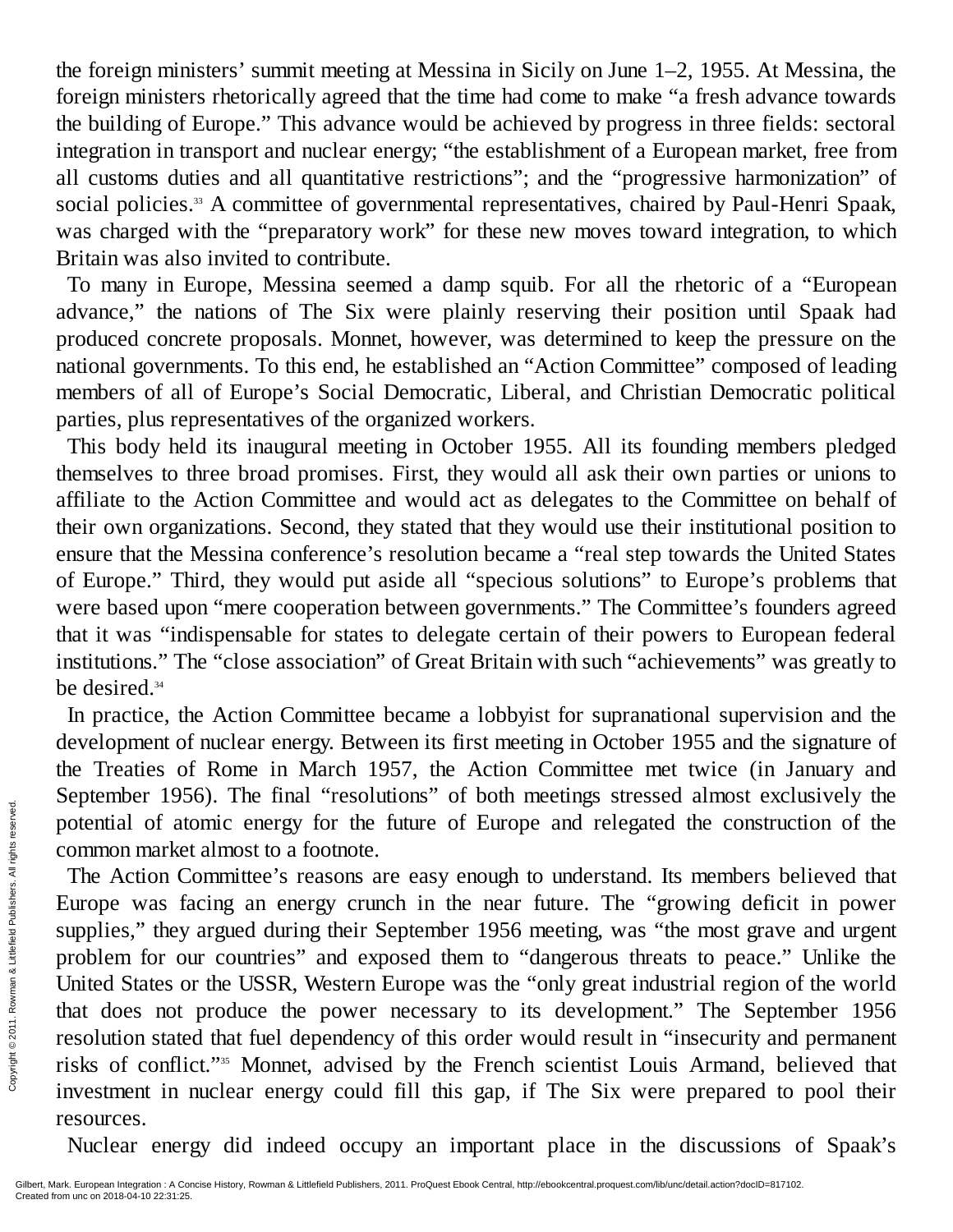the foreign ministers' summit meeting at Messina in Sicily on June 1–2, 1955. At Messina, the foreign ministers rhetorically agreed that the time had come to make "a fresh advance towards the building of Europe." This advance would be achieved by progress in three fields: sectoral integration in transport and nuclear energy; "the establishment of a European market, free from all customs duties and all quantitative restrictions"; and the "progressive harmonization" of social policies.[33] A committee of governmental representatives, chaired by Paul-Henri Spaak, was charged with the "preparatory work" for these new moves toward integration, to which Britain was also invited to contribute.

To many in Europe, Messina seemed a damp squib. For all the rhetoric of a "European advance," the nations of The Six were plainly reserving their position until Spaak had produced concrete proposals. Monnet, however, was determined to keep the pressure on the national governments. To this end, he established an "Action Committee" composed of leading members of all of Europe's Social Democratic, Liberal, and Christian Democratic political parties, plus representatives of the organized workers.

This body held its inaugural meeting in October 1955. All its founding members pledged themselves to three broad promises. First, they would all ask their own parties or unions to affiliate to the Action Committee and would act as delegates to the Committee on behalf of their own organizations. Second, they stated that they would use their institutional position to ensure that the Messina conference's resolution became a "real step towards the United States of Europe." Third, they would put aside all "specious solutions" to Europe's problems that were based upon "mere cooperation between governments." The Committee's founders agreed that it was "indispensable for states to delegate certain of their powers to European federal institutions." The "close association" of Great Britain with such "achievements" was greatly to be desired.[34]

In practice, the Action Committee became a lobbyist for supranational supervision and the development of nuclear energy. Between its first meeting in October 1955 and the signature of the Treaties of Rome in March 1957, the Action Committee met twice (in January and September 1956). The final "resolutions" of both meetings stressed almost exclusively the potential of atomic energy for the future of Europe and relegated the construction of the common market almost to a footnote.

The Action Committee's reasons are easy enough to understand. Its members believed that Europe was facing an energy crunch in the near future. The "growing deficit in power supplies," they argued during their September 1956 meeting, was "the most grave and urgent problem for our countries" and exposed them to "dangerous threats to peace." Unlike the United States or the USSR, Western Europe was the "only great industrial region of the world that does not produce the power necessary to its development." The September 1956 resolution stated that fuel dependency of this order would result in "insecurity and permanent risks of conflict."[35] Monnet, advised by the French scientist Louis Armand, believed that investment in nuclear energy could fill this gap, if The Six were prepared to pool their resources.

Nuclear energy did indeed occupy an important place in the discussions of Spaak's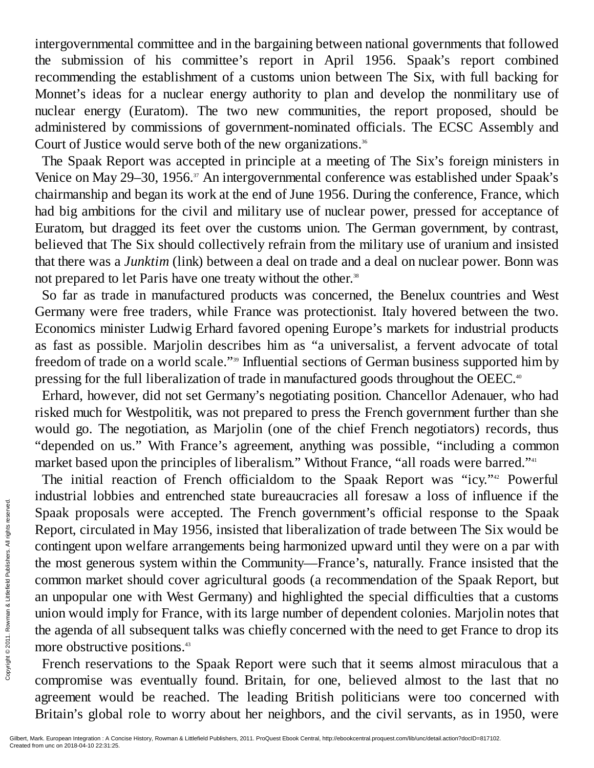intergovernmental committee and in the bargaining between national governments that followed the submission of his committee's report in April 1956. Spaak's report combined recommending the establishment of a customs union between The Six, with full backing for Monnet's ideas for a nuclear energy authority to plan and develop the nonmilitary use of nuclear energy (Euratom). The two new communities, the report proposed, should be administered by commissions of government-nominated officials. The ECSC Assembly and Court of Justice would serve both of the new organizations.[36]

The Spaak Report was accepted in principle at a meeting of The Six's foreign ministers in Venice on May 29–30, 1956.[37] An intergovernmental conference was established under Spaak's chairmanship and began its work at the end of June 1956. During the conference, France, which had big ambitions for the civil and military use of nuclear power, pressed for acceptance of Euratom, but dragged its feet over the customs union. The German government, by contrast, believed that The Six should collectively refrain from the military use of uranium and insisted that there was a *Junktim* (link) between a deal on trade and a deal on nuclear power. Bonn was not prepared to let Paris have one treaty without the other.[38]

So far as trade in manufactured products was concerned, the Benelux countries and West Germany were free traders, while France was protectionist. Italy hovered between the two. Economics minister Ludwig Erhard favored opening Europe's markets for industrial products as fast as possible. Marjolin describes him as "a universalist, a fervent advocate of total freedom of trade on a world scale."[39] Influential sections of German business supported him by pressing for the full liberalization of trade in manufactured goods throughout the OEEC.[40]

Erhard, however, did not set Germany's negotiating position. Chancellor Adenauer, who had risked much for Westpolitik, was not prepared to press the French government further than she would go. The negotiation, as Marjolin (one of the chief French negotiators) records, thus "depended on us." With France's agreement, anything was possible, "including a common market based upon the principles of liberalism." Without France, "all roads were barred."[41]

The initial reaction of French officialdom to the Spaak Report was "icy."[42] Powerful industrial lobbies and entrenched state bureaucracies all foresaw a loss of influence if the Spaak proposals were accepted. The French government's official response to the Spaak Report, circulated in May 1956, insisted that liberalization of trade between The Six would be contingent upon welfare arrangements being harmonized upward until they were on a par with the most generous system within the Community—France's, naturally. France insisted that the common market should cover agricultural goods (a recommendation of the Spaak Report, but an unpopular one with West Germany) and highlighted the special difficulties that a customs union would imply for France, with its large number of dependent colonies. Marjolin notes that the agenda of all subsequent talks was chiefly concerned with the need to get France to drop its more obstructive positions.[43]

French reservations to the Spaak Report were such that it seems almost miraculous that a compromise was eventually found. Britain, for one, believed almost to the last that no agreement would be reached. The leading British politicians were too concerned with Britain's global role to worry about her neighbors, and the civil servants, as in 1950, were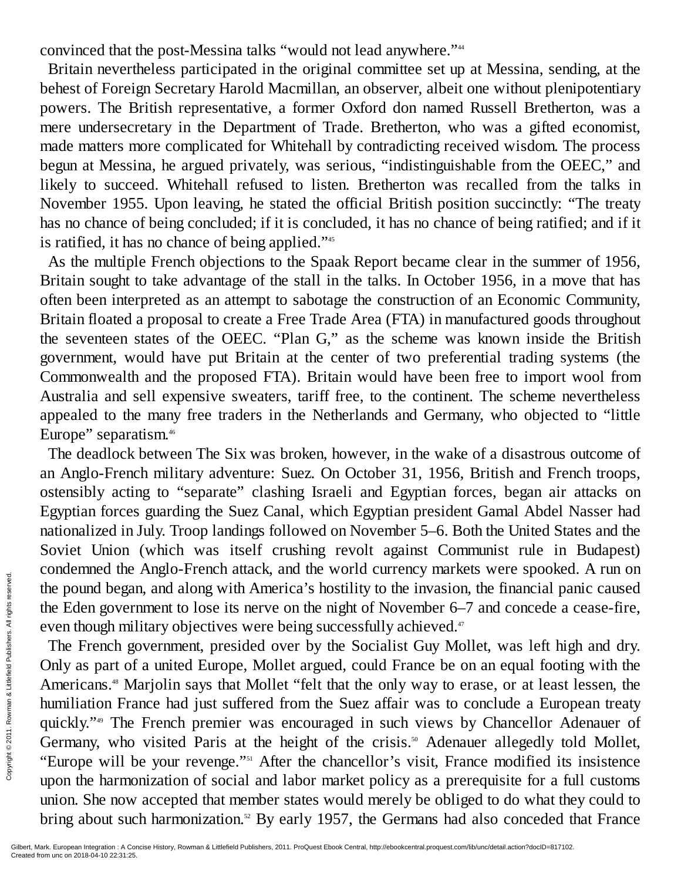convinced that the post-Messina talks "would not lead anywhere."[44]

Britain nevertheless participated in the original committee set up at Messina, sending, at the behest of Foreign Secretary Harold Macmillan, an observer, albeit one without plenipotentiary powers. The British representative, a former Oxford don named Russell Bretherton, was a mere undersecretary in the Department of Trade. Bretherton, who was a gifted economist, made matters more complicated for Whitehall by contradicting received wisdom. The process begun at Messina, he argued privately, was serious, "indistinguishable from the OEEC," and likely to succeed. Whitehall refused to listen. Bretherton was recalled from the talks in November 1955. Upon leaving, he stated the official British position succinctly: "The treaty has no chance of being concluded; if it is concluded, it has no chance of being ratified; and if it is ratified, it has no chance of being applied."[45]

As the multiple French objections to the Spaak Report became clear in the summer of 1956, Britain sought to take advantage of the stall in the talks. In October 1956, in a move that has often been interpreted as an attempt to sabotage the construction of an Economic Community, Britain floated a proposal to create a Free Trade Area (FTA) in manufactured goods throughout the seventeen states of the OEEC. "Plan G," as the scheme was known inside the British government, would have put Britain at the center of two preferential trading systems (the Commonwealth and the proposed FTA). Britain would have been free to import wool from Australia and sell expensive sweaters, tariff free, to the continent. The scheme nevertheless appealed to the many free traders in the Netherlands and Germany, who objected to "little Europe" separatism.[46]

The deadlock between The Six was broken, however, in the wake of a disastrous outcome of an Anglo-French military adventure: Suez. On October 31, 1956, British and French troops, ostensibly acting to "separate" clashing Israeli and Egyptian forces, began air attacks on Egyptian forces guarding the Suez Canal, which Egyptian president Gamal Abdel Nasser had nationalized in July. Troop landings followed on November 5–6. Both the United States and the Soviet Union (which was itself crushing revolt against Communist rule in Budapest) condemned the Anglo-French attack, and the world currency markets were spooked. A run on the pound began, and along with America's hostility to the invasion, the financial panic caused the Eden government to lose its nerve on the night of November 6–7 and concede a cease-fire, even though military objectives were being successfully achieved.[47]

The French government, presided over by the Socialist Guy Mollet, was left high and dry. Only as part of a united Europe, Mollet argued, could France be on an equal footing with the Americans.[48] Marjolin says that Mollet "felt that the only way to erase, or at least lessen, the humiliation France had just suffered from the Suez affair was to conclude a European treaty quickly."[49] The French premier was encouraged in such views by Chancellor Adenauer of Germany, who visited Paris at the height of the crisis.[50] Adenauer allegedly told Mollet, "Europe will be your revenge."[51] After the chancellor's visit, France modified its insistence upon the harmonization of social and labor market policy as a prerequisite for a full customs union. She now accepted that member states would merely be obliged to do what they could to bring about such harmonization.[52] By early 1957, the Germans had also conceded that France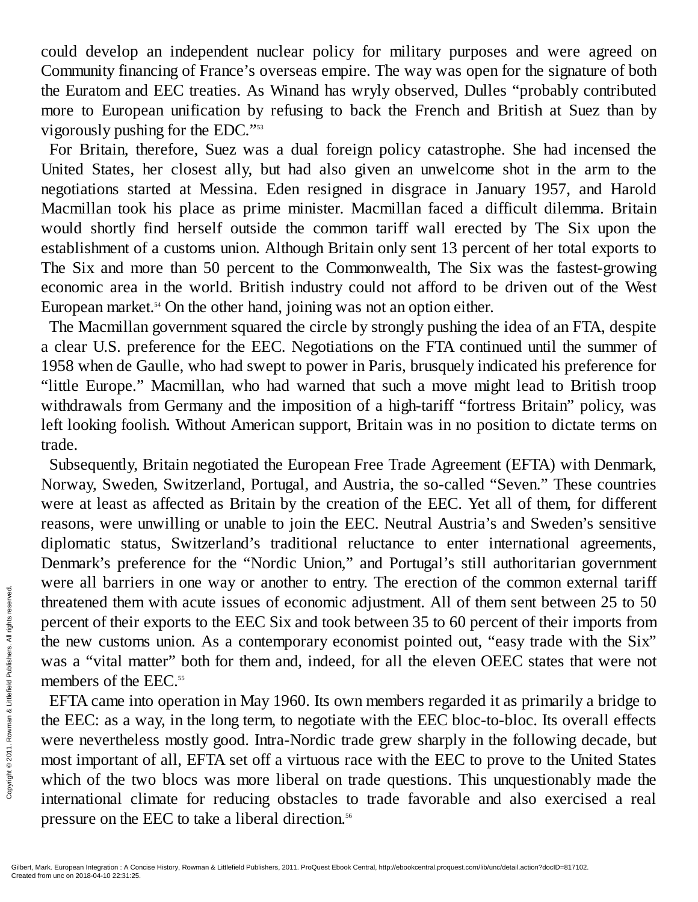could develop an independent nuclear policy for military purposes and were agreed on Community financing of France's overseas empire. The way was open for the signature of both the Euratom and EEC treaties. As Winand has wryly observed, Dulles "probably contributed more to European unification by refusing to back the French and British at Suez than by vigorously pushing for the EDC."[53]

For Britain, therefore, Suez was a dual foreign policy catastrophe. She had incensed the United States, her closest ally, but had also given an unwelcome shot in the arm to the negotiations started at Messina. Eden resigned in disgrace in January 1957, and Harold Macmillan took his place as prime minister. Macmillan faced a difficult dilemma. Britain would shortly find herself outside the common tariff wall erected by The Six upon the establishment of a customs union. Although Britain only sent 13 percent of her total exports to The Six and more than 50 percent to the Commonwealth, The Six was the fastest-growing economic area in the world. British industry could not afford to be driven out of the West European market.[54] On the other hand, joining was not an option either.

The Macmillan government squared the circle by strongly pushing the idea of an FTA, despite a clear U.S. preference for the EEC. Negotiations on the FTA continued until the summer of 1958 when de Gaulle, who had swept to power in Paris, brusquely indicated his preference for "little Europe." Macmillan, who had warned that such a move might lead to British troop withdrawals from Germany and the imposition of a high-tariff "fortress Britain" policy, was left looking foolish. Without American support, Britain was in no position to dictate terms on trade.

Subsequently, Britain negotiated the European Free Trade Agreement (EFTA) with Denmark, Norway, Sweden, Switzerland, Portugal, and Austria, the so-called "Seven." These countries were at least as affected as Britain by the creation of the EEC. Yet all of them, for different reasons, were unwilling or unable to join the EEC. Neutral Austria's and Sweden's sensitive diplomatic status, Switzerland's traditional reluctance to enter international agreements, Denmark's preference for the "Nordic Union," and Portugal's still authoritarian government were all barriers in one way or another to entry. The erection of the common external tariff threatened them with acute issues of economic adjustment. All of them sent between 25 to 50 percent of their exports to the EEC Six and took between 35 to 60 percent of their imports from the new customs union. As a contemporary economist pointed out, "easy trade with the Six" was a "vital matter" both for them and, indeed, for all the eleven OEEC states that were not members of the EEC.[55]

EFTA came into operation in May 1960. Its own members regarded it as primarily a bridge to the EEC: as a way, in the long term, to negotiate with the EEC bloc-to-bloc. Its overall effects were nevertheless mostly good. Intra-Nordic trade grew sharply in the following decade, but most important of all, EFTA set off a virtuous race with the EEC to prove to the United States which of the two blocs was more liberal on trade questions. This unquestionably made the international climate for reducing obstacles to trade favorable and also exercised a real pressure on the EEC to take a liberal direction.[56]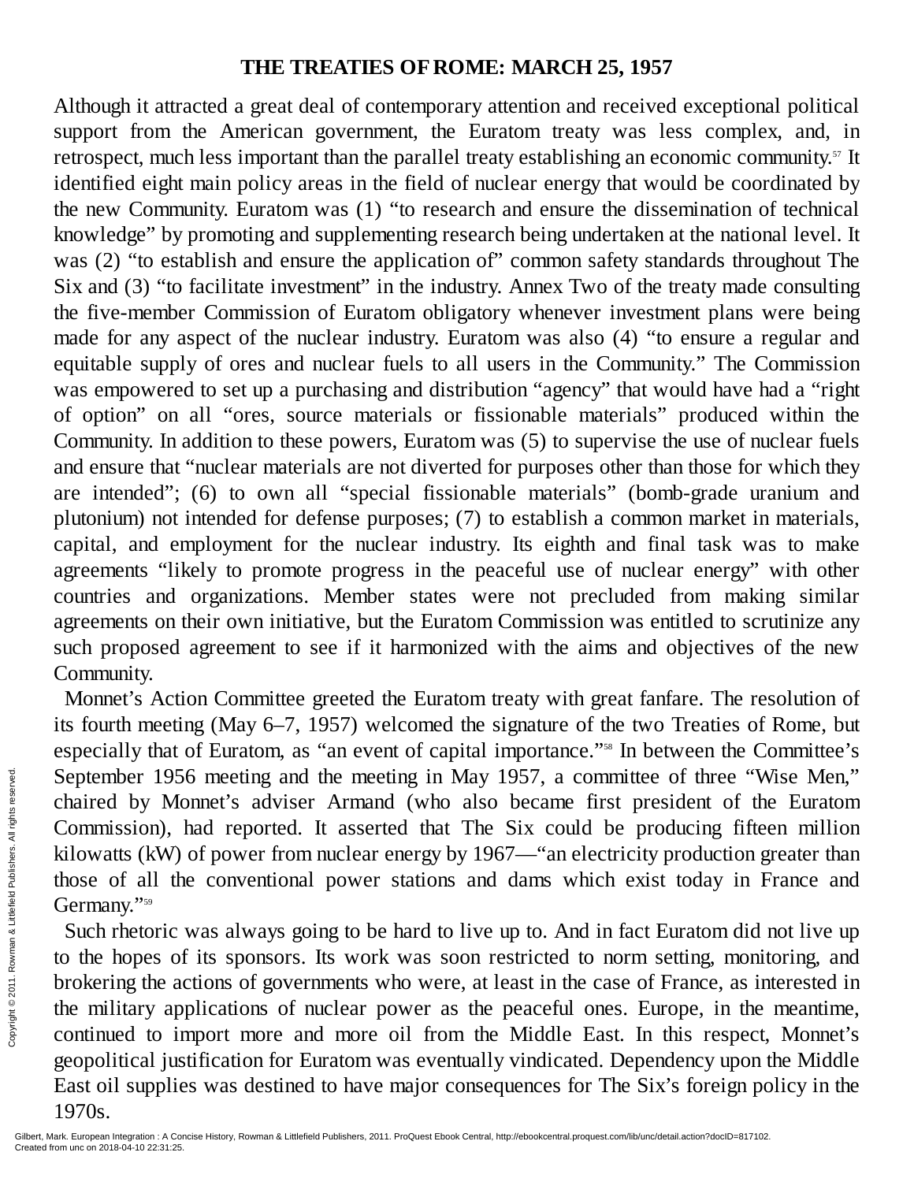## THE TREATIES OF ROME: MARCH 25, 1957

Although it attracted a great deal of contemporary attention and received exceptional political support from the American government, the Euratom treaty was less complex, and, in retrospect, much less important than the parallel treaty establishing an economic community.[57] It identified eight main policy areas in the field of nuclear energy that would be coordinated by the new Community. Euratom was (1) "to research and ensure the dissemination of technical knowledge" by promoting and supplementing research being undertaken at the national level. It was (2) "to establish and ensure the application of" common safety standards throughout The Six and (3) "to facilitate investment" in the industry. Annex Two of the treaty made consulting the five-member Commission of Euratom obligatory whenever investment plans were being made for any aspect of the nuclear industry. Euratom was also (4) "to ensure a regular and equitable supply of ores and nuclear fuels to all users in the Community." The Commission was empowered to set up a purchasing and distribution "agency" that would have had a "right of option" on all "ores, source materials or fissionable materials" produced within the Community. In addition to these powers, Euratom was (5) to supervise the use of nuclear fuels and ensure that "nuclear materials are not diverted for purposes other than those for which they are intended"; (6) to own all "special fissionable materials" (bomb-grade uranium and plutonium) not intended for defense purposes; (7) to establish a common market in materials, capital, and employment for the nuclear industry. Its eighth and final task was to make agreements "likely to promote progress in the peaceful use of nuclear energy" with other countries and organizations. Member states were not precluded from making similar agreements on their own initiative, but the Euratom Commission was entitled to scrutinize any such proposed agreement to see if it harmonized with the aims and objectives of the new Community.

Monnet's Action Committee greeted the Euratom treaty with great fanfare. The resolution of its fourth meeting (May 6–7, 1957) welcomed the signature of the two Treaties of Rome, but especially that of Euratom, as "an event of capital importance."[58] In between the Committee's September 1956 meeting and the meeting in May 1957, a committee of three "Wise Men," chaired by Monnet's adviser Armand (who also became first president of the Euratom Commission), had reported. It asserted that The Six could be producing fifteen million kilowatts (kW) of power from nuclear energy by 1967—"an electricity production greater than those of all the conventional power stations and dams which exist today in France and Germany."[59]

Such rhetoric was always going to be hard to live up to. And in fact Euratom did not live up to the hopes of its sponsors. Its work was soon restricted to norm setting, monitoring, and brokering the actions of governments who were, at least in the case of France, as interested in the military applications of nuclear power as the peaceful ones. Europe, in the meantime, continued to import more and more oil from the Middle East. In this respect, Monnet's geopolitical justification for Euratom was eventually vindicated. Dependency upon the Middle East oil supplies was destined to have major consequences for The Six's foreign policy in the 1970s.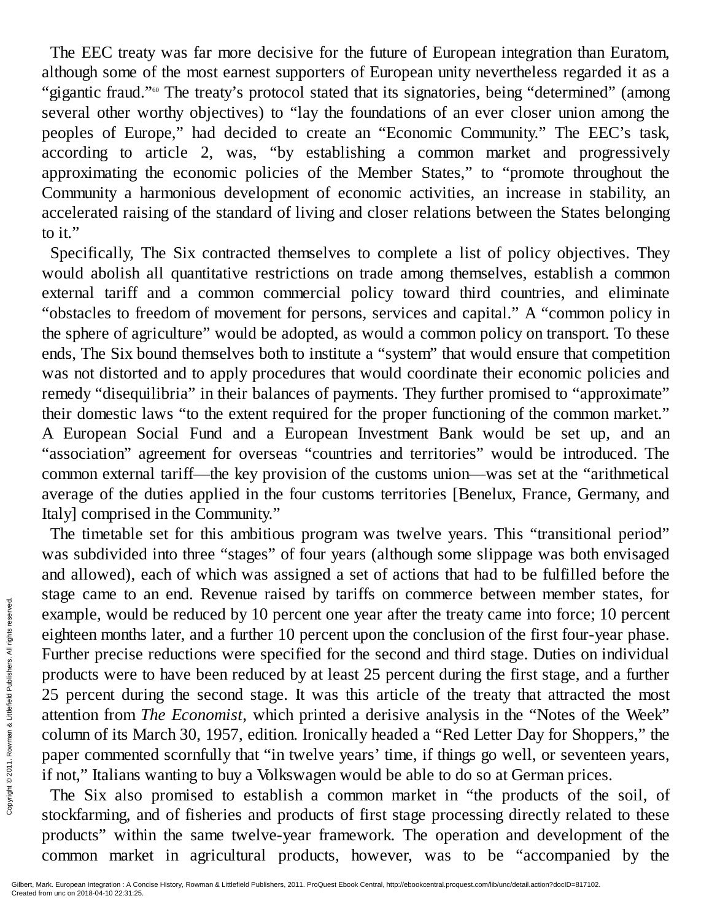The EEC treaty was far more decisive for the future of European integration than Euratom, although some of the most earnest supporters of European unity nevertheless regarded it as a "gigantic fraud."[60] The treaty's protocol stated that its signatories, being "determined" (among several other worthy objectives) to "lay the foundations of an ever closer union among the peoples of Europe," had decided to create an "Economic Community." The EEC's task, according to article 2, was, "by establishing a common market and progressively approximating the economic policies of the Member States," to "promote throughout the Community a harmonious development of economic activities, an increase in stability, an accelerated raising of the standard of living and closer relations between the States belonging to it."

Specifically, The Six contracted themselves to complete a list of policy objectives. They would abolish all quantitative restrictions on trade among themselves, establish a common external tariff and a common commercial policy toward third countries, and eliminate "obstacles to freedom of movement for persons, services and capital." A "common policy in the sphere of agriculture" would be adopted, as would a common policy on transport. To these ends, The Six bound themselves both to institute a "system" that would ensure that competition was not distorted and to apply procedures that would coordinate their economic policies and remedy "disequilibria" in their balances of payments. They further promised to "approximate" their domestic laws "to the extent required for the proper functioning of the common market." A European Social Fund and a European Investment Bank would be set up, and an "association" agreement for overseas "countries and territories" would be introduced. The common external tariff—the key provision of the customs union—was set at the "arithmetical average of the duties applied in the four customs territories [Benelux, France, Germany, and Italy] comprised in the Community."

The timetable set for this ambitious program was twelve years. This "transitional period" was subdivided into three "stages" of four years (although some slippage was both envisaged and allowed), each of which was assigned a set of actions that had to be fulfilled before the stage came to an end. Revenue raised by tariffs on commerce between member states, for example, would be reduced by 10 percent one year after the treaty came into force; 10 percent eighteen months later, and a further 10 percent upon the conclusion of the first four-year phase. Further precise reductions were specified for the second and third stage. Duties on individual products were to have been reduced by at least 25 percent during the first stage, and a further 25 percent during the second stage. It was this article of the treaty that attracted the most attention from *The Economist*, which printed a derisive analysis in the "Notes of the Week" column of its March 30, 1957, edition. Ironically headed a "Red Letter Day for Shoppers," the paper commented scornfully that "in twelve years' time, if things go well, or seventeen years, if not," Italians wanting to buy a Volkswagen would be able to do so at German prices.

The Six also promised to establish a common market in "the products of the soil, of stockfarming, and of fisheries and products of first stage processing directly related to these products" within the same twelve-year framework. The operation and development of the common market in agricultural products, however, was to be "accompanied by the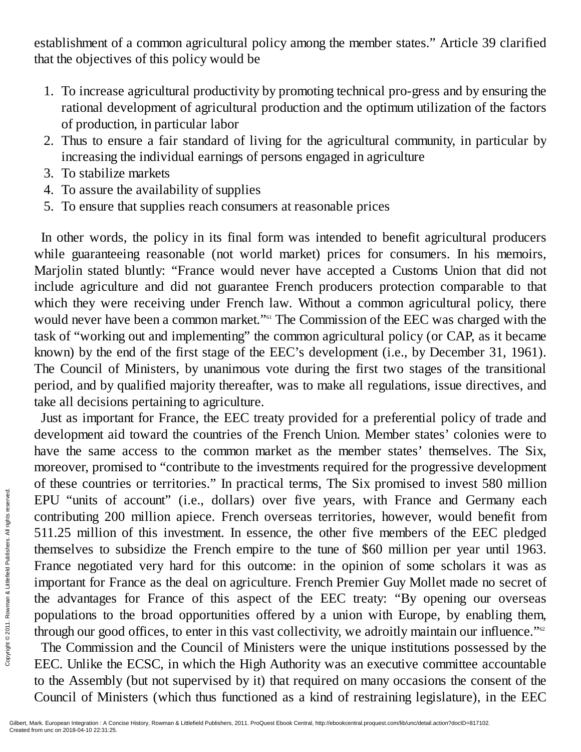establishment of a common agricultural policy among the member states." Article 39 clarified that the objectives of this policy would be

1. To increase agricultural productivity by promoting technical pro-gress and by ensuring the rational development of agricultural production and the optimum utilization of the factors of production, in particular labor
2. Thus to ensure a fair standard of living for the agricultural community, in particular by increasing the individual earnings of persons engaged in agriculture
3. To stabilize markets
4. To assure the availability of supplies
5. To ensure that supplies reach consumers at reasonable prices

In other words, the policy in its final form was intended to benefit agricultural producers while guaranteeing reasonable (not world market) prices for consumers. In his memoirs, Marjolin stated bluntly: "France would never have accepted a Customs Union that did not include agriculture and did not guarantee French producers protection comparable to that which they were receiving under French law. Without a common agricultural policy, there would never have been a common market."[61] The Commission of the EEC was charged with the task of "working out and implementing" the common agricultural policy (or CAP, as it became known) by the end of the first stage of the EEC's development (i.e., by December 31, 1961). The Council of Ministers, by unanimous vote during the first two stages of the transitional period, and by qualified majority thereafter, was to make all regulations, issue directives, and take all decisions pertaining to agriculture.

Just as important for France, the EEC treaty provided for a preferential policy of trade and development aid toward the countries of the French Union. Member states' colonies were to have the same access to the common market as the member states' themselves. The Six, moreover, promised to "contribute to the investments required for the progressive development of these countries or territories." In practical terms, The Six promised to invest 580 million EPU "units of account" (i.e., dollars) over five years, with France and Germany each contributing 200 million apiece. French overseas territories, however, would benefit from 511.25 million of this investment. In essence, the other five members of the EEC pledged themselves to subsidize the French empire to the tune of $60 million per year until 1963. France negotiated very hard for this outcome: in the opinion of some scholars it was as important for France as the deal on agriculture. French Premier Guy Mollet made no secret of the advantages for France of this aspect of the EEC treaty: "By opening our overseas populations to the broad opportunities offered by a union with Europe, by enabling them, through our good offices, to enter in this vast collectivity, we adroitly maintain our influence."[62]

The Commission and the Council of Ministers were the unique institutions possessed by the EEC. Unlike the ECSC, in which the High Authority was an executive committee accountable to the Assembly (but not supervised by it) that required on many occasions the consent of the Council of Ministers (which thus functioned as a kind of restraining legislature), in the EEC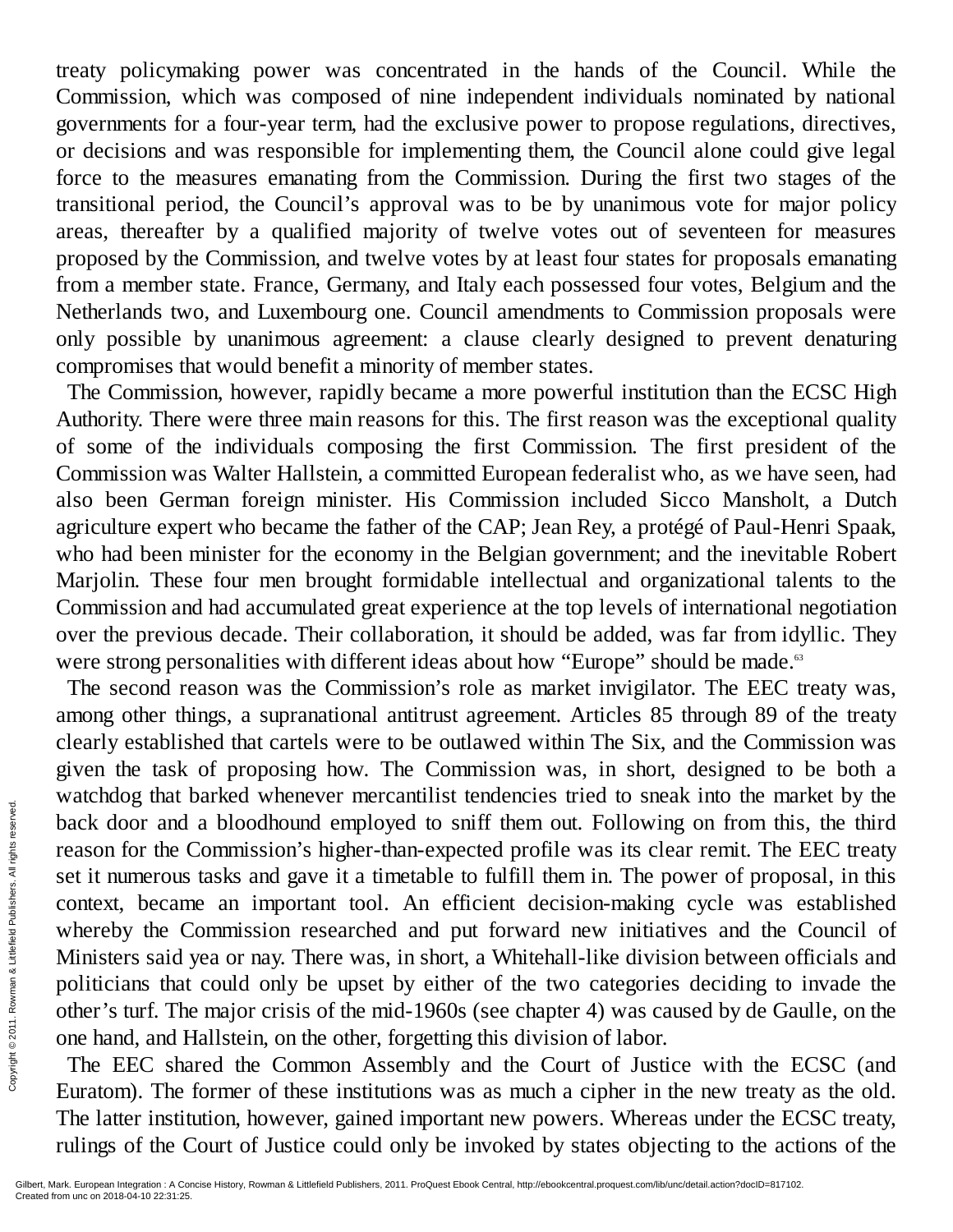treaty policymaking power was concentrated in the hands of the Council. While the Commission, which was composed of nine independent individuals nominated by national governments for a four-year term, had the exclusive power to propose regulations, directives, or decisions and was responsible for implementing them, the Council alone could give legal force to the measures emanating from the Commission. During the first two stages of the transitional period, the Council's approval was to be by unanimous vote for major policy areas, thereafter by a qualified majority of twelve votes out of seventeen for measures proposed by the Commission, and twelve votes by at least four states for proposals emanating from a member state. France, Germany, and Italy each possessed four votes, Belgium and the Netherlands two, and Luxembourg one. Council amendments to Commission proposals were only possible by unanimous agreement: a clause clearly designed to prevent denaturing compromises that would benefit a minority of member states.

The Commission, however, rapidly became a more powerful institution than the ECSC High Authority. There were three main reasons for this. The first reason was the exceptional quality of some of the individuals composing the first Commission. The first president of the Commission was Walter Hallstein, a committed European federalist who, as we have seen, had also been German foreign minister. His Commission included Sicco Mansholt, a Dutch agriculture expert who became the father of the CAP; Jean Rey, a protégé of Paul-Henri Spaak, who had been minister for the economy in the Belgian government; and the inevitable Robert Marjolin. These four men brought formidable intellectual and organizational talents to the Commission and had accumulated great experience at the top levels of international negotiation over the previous decade. Their collaboration, it should be added, was far from idyllic. They were strong personalities with different ideas about how "Europe" should be made.[63]

The second reason was the Commission's role as market invigilator. The EEC treaty was, among other things, a supranational antitrust agreement. Articles 85 through 89 of the treaty clearly established that cartels were to be outlawed within The Six, and the Commission was given the task of proposing how. The Commission was, in short, designed to be both a watchdog that barked whenever mercantilist tendencies tried to sneak into the market by the back door and a bloodhound employed to sniff them out. Following on from this, the third reason for the Commission's higher-than-expected profile was its clear remit. The EEC treaty set it numerous tasks and gave it a timetable to fulfill them in. The power of proposal, in this context, became an important tool. An efficient decision-making cycle was established whereby the Commission researched and put forward new initiatives and the Council of Ministers said yea or nay. There was, in short, a Whitehall-like division between officials and politicians that could only be upset by either of the two categories deciding to invade the other's turf. The major crisis of the mid-1960s (see chapter 4) was caused by de Gaulle, on the one hand, and Hallstein, on the other, forgetting this division of labor.

The EEC shared the Common Assembly and the Court of Justice with the ECSC (and Euratom). The former of these institutions was as much a cipher in the new treaty as the old. The latter institution, however, gained important new powers. Whereas under the ECSC treaty, rulings of the Court of Justice could only be invoked by states objecting to the actions of the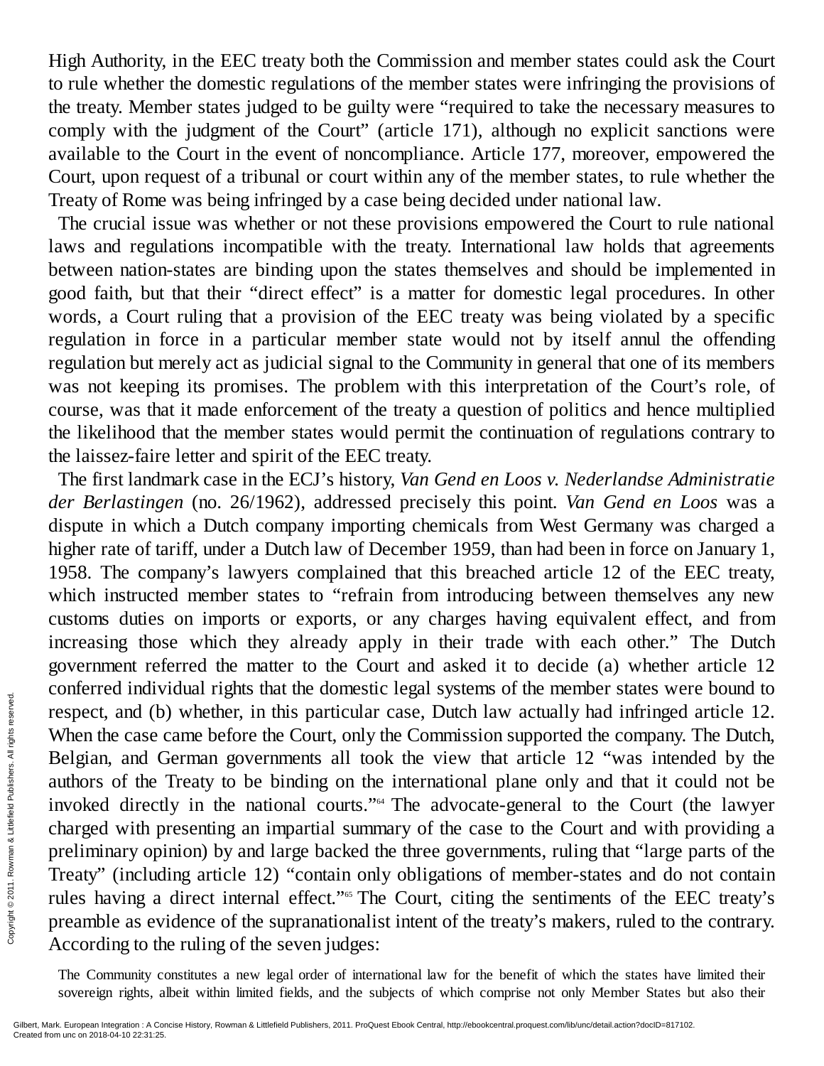High Authority, in the EEC treaty both the Commission and member states could ask the Court to rule whether the domestic regulations of the member states were infringing the provisions of the treaty. Member states judged to be guilty were "required to take the necessary measures to comply with the judgment of the Court" (article 171), although no explicit sanctions were available to the Court in the event of noncompliance. Article 177, moreover, empowered the Court, upon request of a tribunal or court within any of the member states, to rule whether the Treaty of Rome was being infringed by a case being decided under national law.

The crucial issue was whether or not these provisions empowered the Court to rule national laws and regulations incompatible with the treaty. International law holds that agreements between nation-states are binding upon the states themselves and should be implemented in good faith, but that their "direct effect" is a matter for domestic legal procedures. In other words, a Court ruling that a provision of the EEC treaty was being violated by a specific regulation in force in a particular member state would not by itself annul the offending regulation but merely act as judicial signal to the Community in general that one of its members was not keeping its promises. The problem with this interpretation of the Court's role, of course, was that it made enforcement of the treaty a question of politics and hence multiplied the likelihood that the member states would permit the continuation of regulations contrary to the laissez-faire letter and spirit of the EEC treaty.

The first landmark case in the ECJ's history, *Van Gend en Loos v. Nederlandse Administratie der Berlastingen* (no. 26/1962), addressed precisely this point. *Van Gend en Loos* was a dispute in which a Dutch company importing chemicals from West Germany was charged a higher rate of tariff, under a Dutch law of December 1959, than had been in force on January 1, 1958. The company's lawyers complained that this breached article 12 of the EEC treaty, which instructed member states to "refrain from introducing between themselves any new customs duties on imports or exports, or any charges having equivalent effect, and from increasing those which they already apply in their trade with each other." The Dutch government referred the matter to the Court and asked it to decide (a) whether article 12 conferred individual rights that the domestic legal systems of the member states were bound to respect, and (b) whether, in this particular case, Dutch law actually had infringed article 12. When the case came before the Court, only the Commission supported the company. The Dutch, Belgian, and German governments all took the view that article 12 "was intended by the authors of the Treaty to be binding on the international plane only and that it could not be invoked directly in the national courts."[64] The advocate-general to the Court (the lawyer charged with presenting an impartial summary of the case to the Court and with providing a preliminary opinion) by and large backed the three governments, ruling that "large parts of the Treaty" (including article 12) "contain only obligations of member-states and do not contain rules having a direct internal effect."[65] The Court, citing the sentiments of the EEC treaty's preamble as evidence of the supranationalist intent of the treaty's makers, ruled to the contrary. According to the ruling of the seven judges:

> The Community constitutes a new legal order of international law for the benefit of which the states have limited their sovereign rights, albeit within limited fields, and the subjects of which comprise not only Member States but also their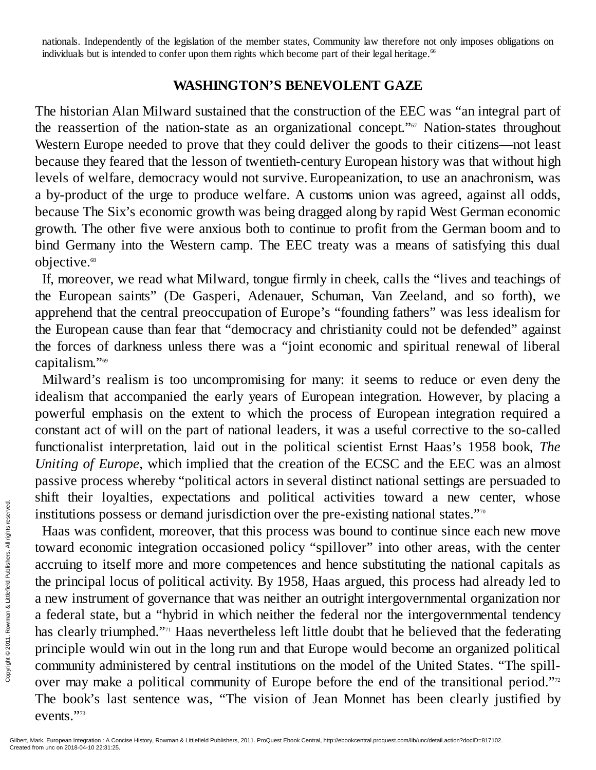nationals. Independently of the legislation of the member states, Community law therefore not only imposes obligations on individuals but is intended to confer upon them rights which become part of their legal heritage.[66]

## WASHINGTON'S BENEVOLENT GAZE

The historian Alan Milward sustained that the construction of the EEC was "an integral part of the reassertion of the nation-state as an organizational concept."[67] Nation-states throughout Western Europe needed to prove that they could deliver the goods to their citizens—not least because they feared that the lesson of twentieth-century European history was that without high levels of welfare, democracy would not survive. Europeanization, to use an anachronism, was a by-product of the urge to produce welfare. A customs union was agreed, against all odds, because The Six's economic growth was being dragged along by rapid West German economic growth. The other five were anxious both to continue to profit from the German boom and to bind Germany into the Western camp. The EEC treaty was a means of satisfying this dual objective.[68]

If, moreover, we read what Milward, tongue firmly in cheek, calls the "lives and teachings of the European saints" (De Gasperi, Adenauer, Schuman, Van Zeeland, and so forth), we apprehend that the central preoccupation of Europe's "founding fathers" was less idealism for the European cause than fear that "democracy and christianity could not be defended" against the forces of darkness unless there was a "joint economic and spiritual renewal of liberal capitalism."[69]

Milward's realism is too uncompromising for many: it seems to reduce or even deny the idealism that accompanied the early years of European integration. However, by placing a powerful emphasis on the extent to which the process of European integration required a constant act of will on the part of national leaders, it was a useful corrective to the so-called functionalist interpretation, laid out in the political scientist Ernst Haas's 1958 book, *The Uniting of Europe*, which implied that the creation of the ECSC and the EEC was an almost passive process whereby "political actors in several distinct national settings are persuaded to shift their loyalties, expectations and political activities toward a new center, whose institutions possess or demand jurisdiction over the pre-existing national states."[70]

Haas was confident, moreover, that this process was bound to continue since each new move toward economic integration occasioned policy "spillover" into other areas, with the center accruing to itself more and more competences and hence substituting the national capitals as the principal locus of political activity. By 1958, Haas argued, this process had already led to a new instrument of governance that was neither an outright intergovernmental organization nor a federal state, but a "hybrid in which neither the federal nor the intergovernmental tendency has clearly triumphed."[71] Haas nevertheless left little doubt that he believed that the federating principle would win out in the long run and that Europe would become an organized political community administered by central institutions on the model of the United States. "The spill-over may make a political community of Europe before the end of the transitional period."[72] The book's last sentence was, "The vision of Jean Monnet has been clearly justified by events."[73]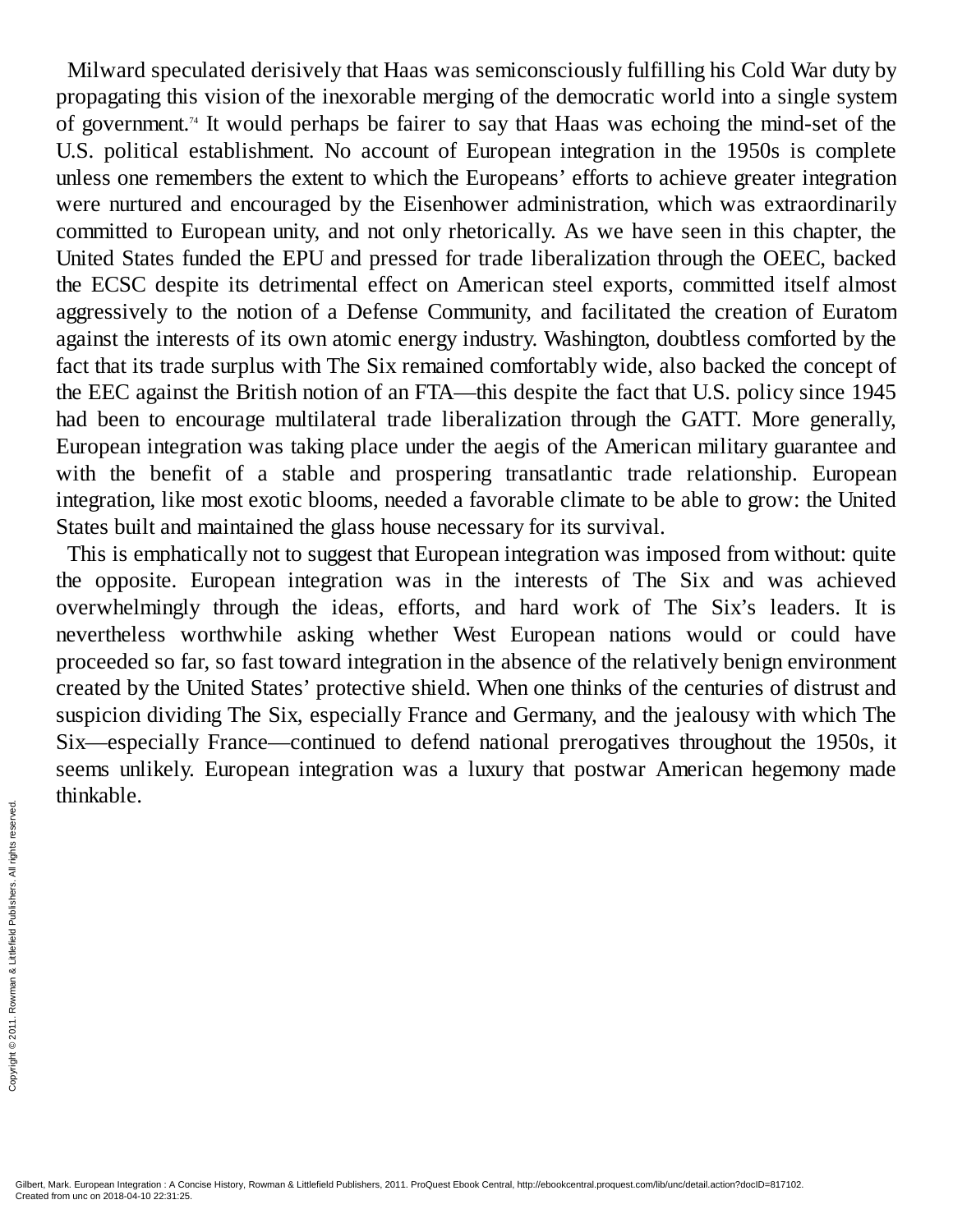Milward speculated derisively that Haas was semiconsciously fulfilling his Cold War duty by propagating this vision of the inexorable merging of the democratic world into a single system of government.[74] It would perhaps be fairer to say that Haas was echoing the mind-set of the U.S. political establishment. No account of European integration in the 1950s is complete unless one remembers the extent to which the Europeans' efforts to achieve greater integration were nurtured and encouraged by the Eisenhower administration, which was extraordinarily committed to European unity, and not only rhetorically. As we have seen in this chapter, the United States funded the EPU and pressed for trade liberalization through the OEEC, backed the ECSC despite its detrimental effect on American steel exports, committed itself almost aggressively to the notion of a Defense Community, and facilitated the creation of Euratom against the interests of its own atomic energy industry. Washington, doubtless comforted by the fact that its trade surplus with The Six remained comfortably wide, also backed the concept of the EEC against the British notion of an FTA—this despite the fact that U.S. policy since 1945 had been to encourage multilateral trade liberalization through the GATT. More generally, European integration was taking place under the aegis of the American military guarantee and with the benefit of a stable and prospering transatlantic trade relationship. European integration, like most exotic blooms, needed a favorable climate to be able to grow: the United States built and maintained the glass house necessary for its survival.

This is emphatically not to suggest that European integration was imposed from without: quite the opposite. European integration was in the interests of The Six and was achieved overwhelmingly through the ideas, efforts, and hard work of The Six's leaders. It is nevertheless worthwhile asking whether West European nations would or could have proceeded so far, so fast toward integration in the absence of the relatively benign environment created by the United States' protective shield. When one thinks of the centuries of distrust and suspicion dividing The Six, especially France and Germany, and the jealousy with which The Six—especially France—continued to defend national prerogatives throughout the 1950s, it seems unlikely. European integration was a luxury that postwar American hegemony made thinkable.